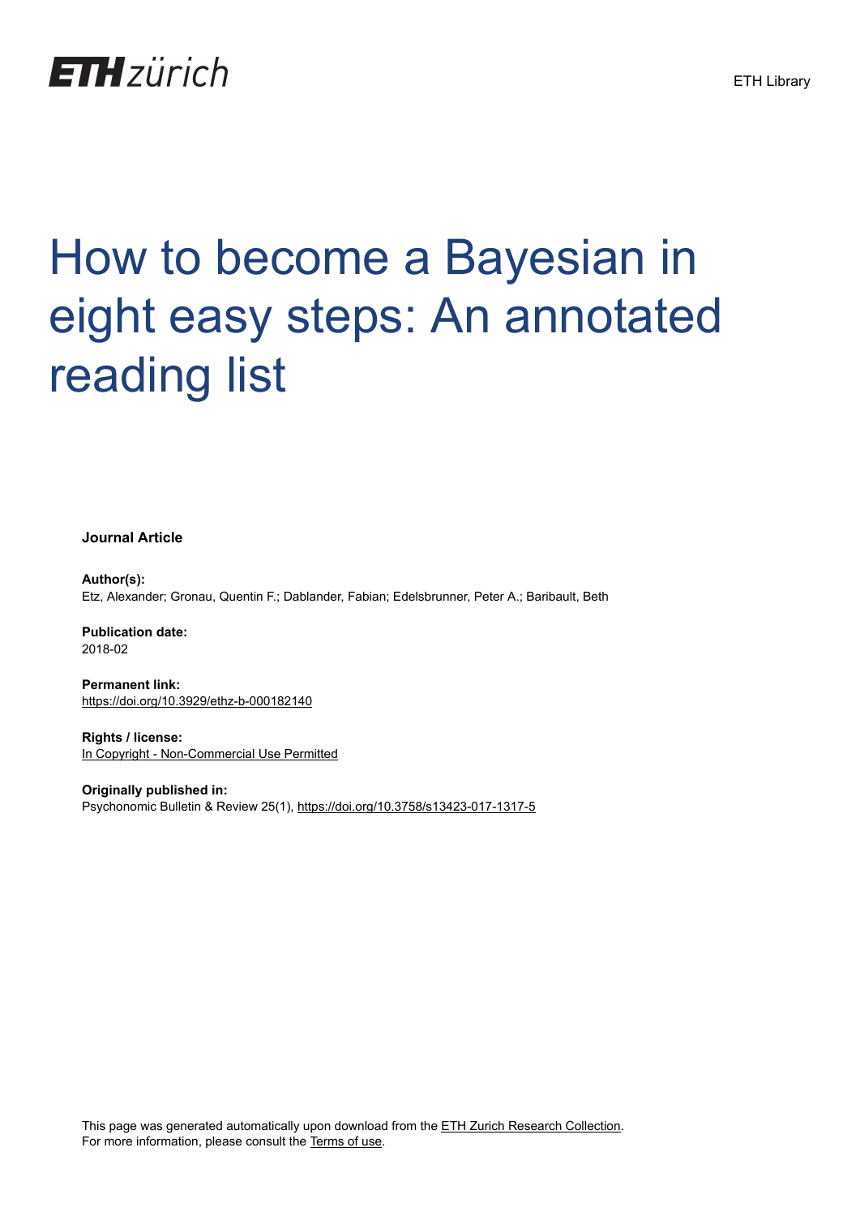ETH zürich

ETH Library

# How to become a Bayesian in eight easy steps: An annotated reading list

**Journal Article**

**Author(s):**
Etz, Alexander; Gronau, Quentin F.; Dablander, Fabian; Edelsbrunner, Peter A.; Baribault, Beth

**Publication date:**
2018-02

**Permanent link:**
https://doi.org/10.3929/ethz-b-000182140

**Rights / license:**
In Copyright - Non-Commercial Use Permitted

**Originally published in:**
Psychonomic Bulletin & Review 25(1), https://doi.org/10.3758/s13423-017-1317-5

This page was generated automatically upon download from the ETH Zurich Research Collection.
For more information, please consult the Terms of use.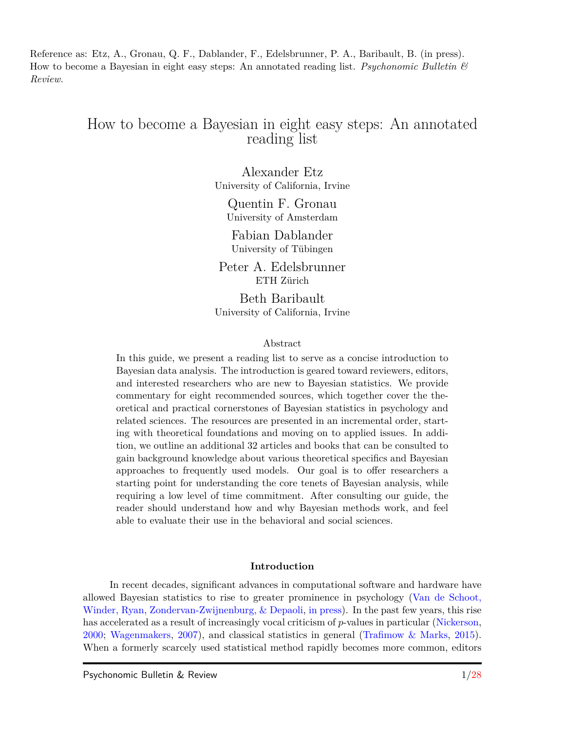Reference as: Etz, A., Gronau, Q. F., Dablander, F., Edelsbrunner, P. A., Baribault, B. (in press). How to become a Bayesian in eight easy steps: An annotated reading list. *Psychonomic Bulletin & Review.*

# How to become a Bayesian in eight easy steps: An annotated reading list

Alexander Etz
University of California, Irvine

Quentin F. Gronau
University of Amsterdam

Fabian Dablander
University of Tübingen

Peter A. Edelsbrunner
ETH Zürich

Beth Baribault
University of California, Irvine

## Abstract

In this guide, we present a reading list to serve as a concise introduction to Bayesian data analysis. The introduction is geared toward reviewers, editors, and interested researchers who are new to Bayesian statistics. We provide commentary for eight recommended sources, which together cover the theoretical and practical cornerstones of Bayesian statistics in psychology and related sciences. The resources are presented in an incremental order, starting with theoretical foundations and moving on to applied issues. In addition, we outline an additional 32 articles and books that can be consulted to gain background knowledge about various theoretical specifics and Bayesian approaches to frequently used models. Our goal is to offer researchers a starting point for understanding the core tenets of Bayesian analysis, while requiring a low level of time commitment. After consulting our guide, the reader should understand how and why Bayesian methods work, and feel able to evaluate their use in the behavioral and social sciences.

## Introduction

In recent decades, significant advances in computational software and hardware have allowed Bayesian statistics to rise to greater prominence in psychology (Van de Schoot, Winder, Ryan, Zondervan-Zwijnenburg, & Depaoli, in press). In the past few years, this rise has accelerated as a result of increasingly vocal criticism of *p*-values in particular (Nickerson, 2000; Wagenmakers, 2007), and classical statistics in general (Trafimow & Marks, 2015). When a formerly scarcely used statistical method rapidly becomes more common, editors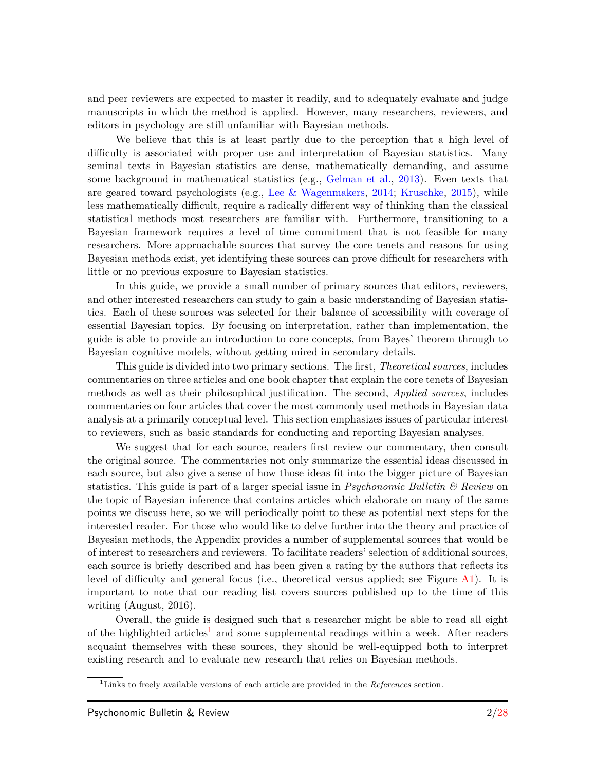and peer reviewers are expected to master it readily, and to adequately evaluate and judge manuscripts in which the method is applied. However, many researchers, reviewers, and editors in psychology are still unfamiliar with Bayesian methods.

We believe that this is at least partly due to the perception that a high level of difficulty is associated with proper use and interpretation of Bayesian statistics. Many seminal texts in Bayesian statistics are dense, mathematically demanding, and assume some background in mathematical statistics (e.g., Gelman et al., 2013). Even texts that are geared toward psychologists (e.g., Lee & Wagenmakers, 2014; Kruschke, 2015), while less mathematically difficult, require a radically different way of thinking than the classical statistical methods most researchers are familiar with. Furthermore, transitioning to a Bayesian framework requires a level of time commitment that is not feasible for many researchers. More approachable sources that survey the core tenets and reasons for using Bayesian methods exist, yet identifying these sources can prove difficult for researchers with little or no previous exposure to Bayesian statistics.

In this guide, we provide a small number of primary sources that editors, reviewers, and other interested researchers can study to gain a basic understanding of Bayesian statistics. Each of these sources was selected for their balance of accessibility with coverage of essential Bayesian topics. By focusing on interpretation, rather than implementation, the guide is able to provide an introduction to core concepts, from Bayes' theorem through to Bayesian cognitive models, without getting mired in secondary details.

This guide is divided into two primary sections. The first, *Theoretical sources*, includes commentaries on three articles and one book chapter that explain the core tenets of Bayesian methods as well as their philosophical justification. The second, *Applied sources*, includes commentaries on four articles that cover the most commonly used methods in Bayesian data analysis at a primarily conceptual level. This section emphasizes issues of particular interest to reviewers, such as basic standards for conducting and reporting Bayesian analyses.

We suggest that for each source, readers first review our commentary, then consult the original source. The commentaries not only summarize the essential ideas discussed in each source, but also give a sense of how those ideas fit into the bigger picture of Bayesian statistics. This guide is part of a larger special issue in *Psychonomic Bulletin & Review* on the topic of Bayesian inference that contains articles which elaborate on many of the same points we discuss here, so we will periodically point to these as potential next steps for the interested reader. For those who would like to delve further into the theory and practice of Bayesian methods, the Appendix provides a number of supplemental sources that would be of interest to researchers and reviewers. To facilitate readers' selection of additional sources, each source is briefly described and has been given a rating by the authors that reflects its level of difficulty and general focus (i.e., theoretical versus applied; see Figure A1). It is important to note that our reading list covers sources published up to the time of this writing (August, 2016).

Overall, the guide is designed such that a researcher might be able to read all eight of the highlighted articles[1] and some supplemental readings within a week. After readers acquaint themselves with these sources, they should be well-equipped both to interpret existing research and to evaluate new research that relies on Bayesian methods.

[1] Links to freely available versions of each article are provided in the *References* section.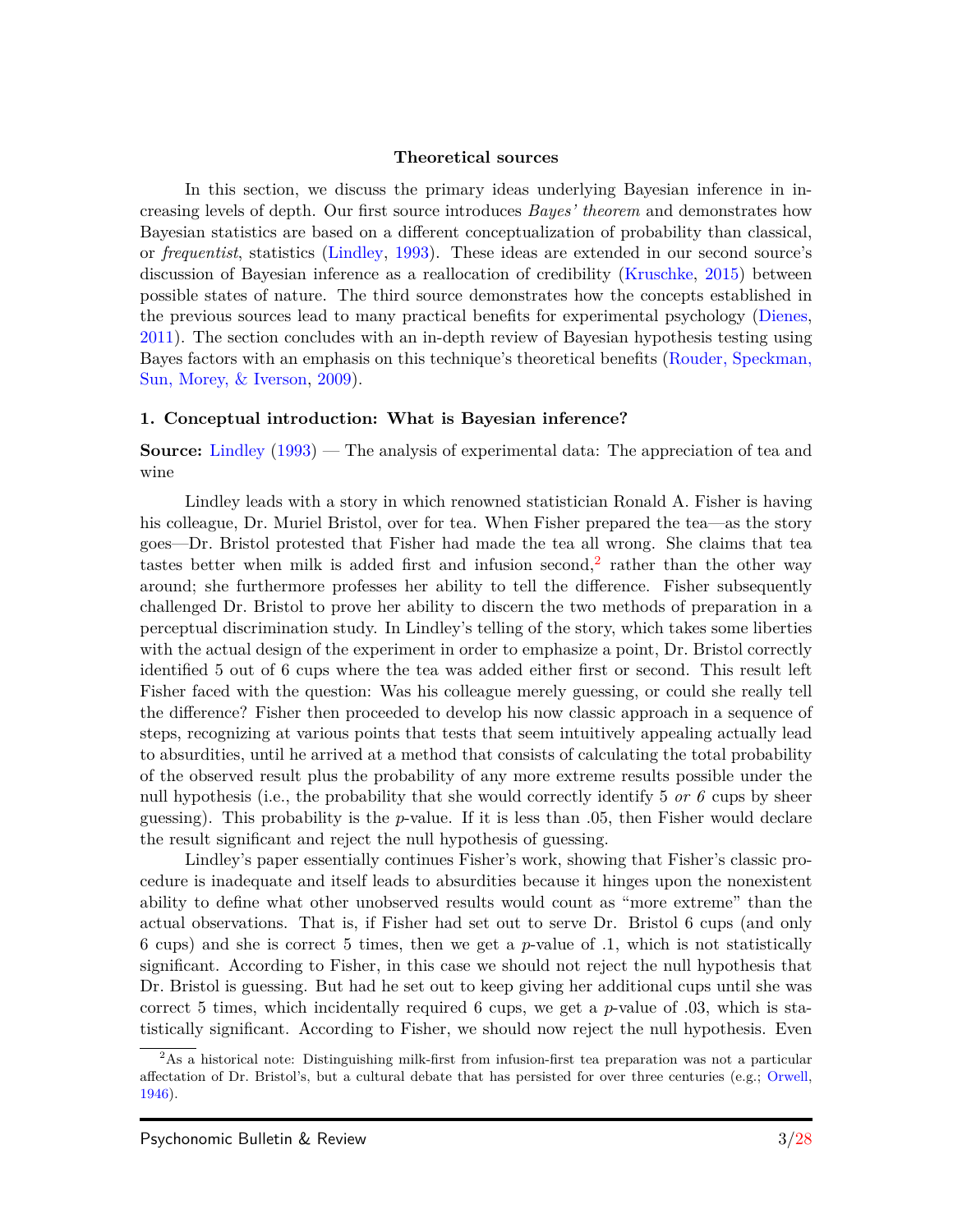## Theoretical sources

In this section, we discuss the primary ideas underlying Bayesian inference in increasing levels of depth. Our first source introduces *Bayes' theorem* and demonstrates how Bayesian statistics are based on a different conceptualization of probability than classical, or *frequentist*, statistics (Lindley, 1993). These ideas are extended in our second source's discussion of Bayesian inference as a reallocation of credibility (Kruschke, 2015) between possible states of nature. The third source demonstrates how the concepts established in the previous sources lead to many practical benefits for experimental psychology (Dienes, 2011). The section concludes with an in-depth review of Bayesian hypothesis testing using Bayes factors with an emphasis on this technique's theoretical benefits (Rouder, Speckman, Sun, Morey, & Iverson, 2009).

### 1. Conceptual introduction: What is Bayesian inference?

**Source:** Lindley (1993) — The analysis of experimental data: The appreciation of tea and wine

Lindley leads with a story in which renowned statistician Ronald A. Fisher is having his colleague, Dr. Muriel Bristol, over for tea. When Fisher prepared the tea—as the story goes—Dr. Bristol protested that Fisher had made the tea all wrong. She claims that tea tastes better when milk is added first and infusion second,[2] rather than the other way around; she furthermore professes her ability to tell the difference. Fisher subsequently challenged Dr. Bristol to prove her ability to discern the two methods of preparation in a perceptual discrimination study. In Lindley's telling of the story, which takes some liberties with the actual design of the experiment in order to emphasize a point, Dr. Bristol correctly identified 5 out of 6 cups where the tea was added either first or second. This result left Fisher faced with the question: Was his colleague merely guessing, or could she really tell the difference? Fisher then proceeded to develop his now classic approach in a sequence of steps, recognizing at various points that tests that seem intuitively appealing actually lead to absurdities, until he arrived at a method that consists of calculating the total probability of the observed result plus the probability of any more extreme results possible under the null hypothesis (i.e., the probability that she would correctly identify 5 *or 6* cups by sheer guessing). This probability is the *p*-value. If it is less than .05, then Fisher would declare the result significant and reject the null hypothesis of guessing.

Lindley's paper essentially continues Fisher's work, showing that Fisher's classic procedure is inadequate and itself leads to absurdities because it hinges upon the nonexistent ability to define what other unobserved results would count as "more extreme" than the actual observations. That is, if Fisher had set out to serve Dr. Bristol 6 cups (and only 6 cups) and she is correct 5 times, then we get a *p*-value of .1, which is not statistically significant. According to Fisher, in this case we should not reject the null hypothesis that Dr. Bristol is guessing. But had he set out to keep giving her additional cups until she was correct 5 times, which incidentally required 6 cups, we get a *p*-value of .03, which is statistically significant. According to Fisher, we should now reject the null hypothesis. Even

[2] As a historical note: Distinguishing milk-first from infusion-first tea preparation was not a particular affectation of Dr. Bristol's, but a cultural debate that has persisted for over three centuries (e.g.; Orwell, 1946).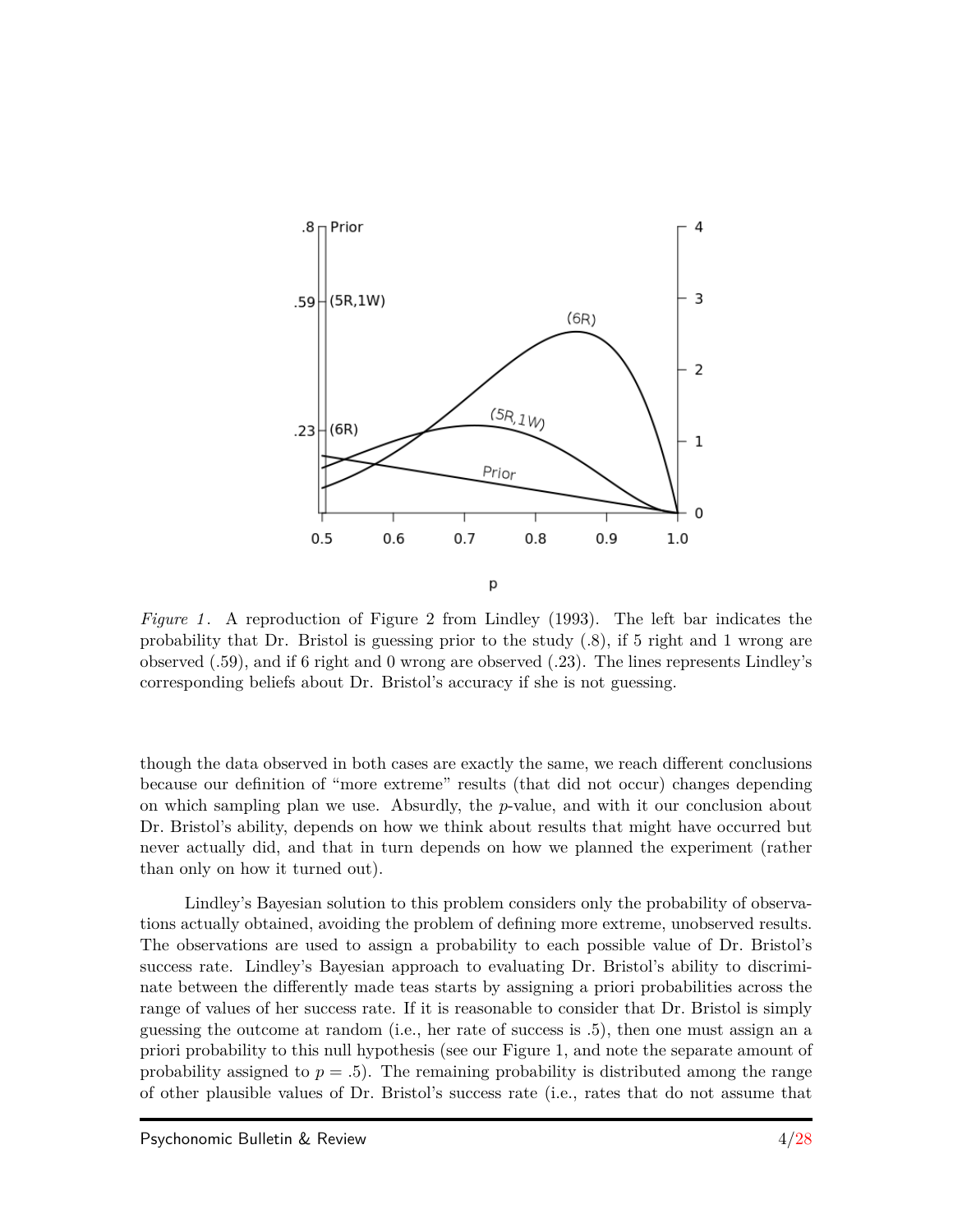*Figure 1*. A reproduction of Figure 2 from Lindley (1993). The left bar indicates the probability that Dr. Bristol is guessing prior to the study (.8), if 5 right and 1 wrong are observed (.59), and if 6 right and 0 wrong are observed (.23). The lines represents Lindley's corresponding beliefs about Dr. Bristol's accuracy if she is not guessing.

though the data observed in both cases are exactly the same, we reach different conclusions because our definition of "more extreme" results (that did not occur) changes depending on which sampling plan we use. Absurdly, the $p$-value, and with it our conclusion about Dr. Bristol's ability, depends on how we think about results that might have occurred but never actually did, and that in turn depends on how we planned the experiment (rather than only on how it turned out).

Lindley's Bayesian solution to this problem considers only the probability of observations actually obtained, avoiding the problem of defining more extreme, unobserved results. The observations are used to assign a probability to each possible value of Dr. Bristol's success rate. Lindley's Bayesian approach to evaluating Dr. Bristol's ability to discriminate between the differently made teas starts by assigning a priori probabilities across the range of values of her success rate. If it is reasonable to consider that Dr. Bristol is simply guessing the outcome at random (i.e., her rate of success is .5), then one must assign an a priori probability to this null hypothesis (see our Figure 1, and note the separate amount of probability assigned to $p = .5$). The remaining probability is distributed among the range of other plausible values of Dr. Bristol's success rate (i.e., rates that do not assume that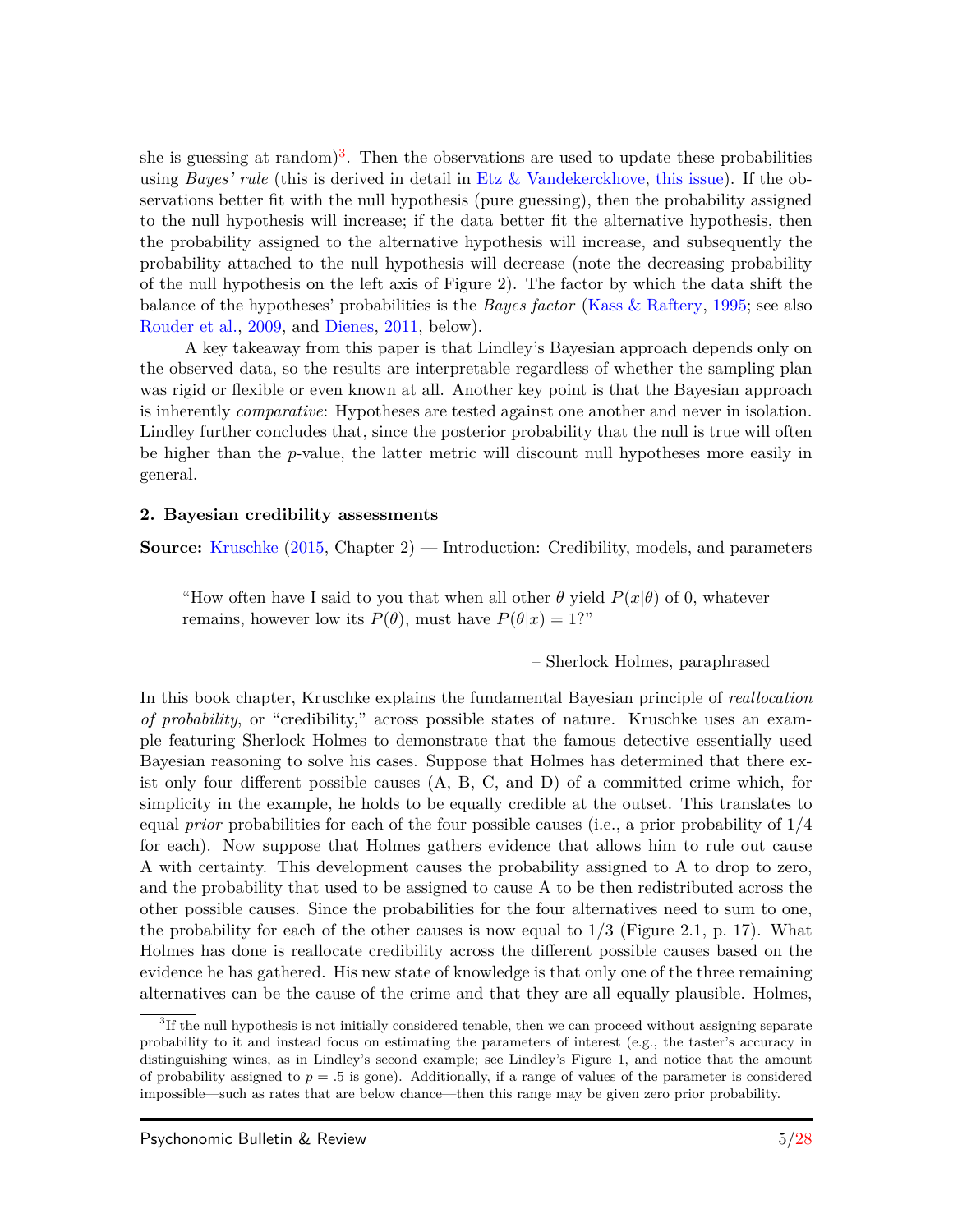she is guessing at random)[3]. Then the observations are used to update these probabilities using *Bayes' rule* (this is derived in detail in Etz & Vandekerckhove, this issue). If the observations better fit with the null hypothesis (pure guessing), then the probability assigned to the null hypothesis will increase; if the data better fit the alternative hypothesis, then the probability assigned to the alternative hypothesis will increase, and subsequently the probability attached to the null hypothesis will decrease (note the decreasing probability of the null hypothesis on the left axis of Figure 2). The factor by which the data shift the balance of the hypotheses' probabilities is the *Bayes factor* (Kass & Raftery, 1995; see also Rouder et al., 2009, and Dienes, 2011, below).

A key takeaway from this paper is that Lindley's Bayesian approach depends only on the observed data, so the results are interpretable regardless of whether the sampling plan was rigid or flexible or even known at all. Another key point is that the Bayesian approach is inherently *comparative*: Hypotheses are tested against one another and never in isolation. Lindley further concludes that, since the posterior probability that the null is true will often be higher than the *p*-value, the latter metric will discount null hypotheses more easily in general.

#### 2. Bayesian credibility assessments

**Source:** Kruschke (2015, Chapter 2) — Introduction: Credibility, models, and parameters

> "How often have I said to you that when all other $\theta$ yield $P(x|\theta)$ of 0, whatever remains, however low its $P(\theta)$, must have $P(\theta|x) = 1$?"
>
> – Sherlock Holmes, paraphrased

In this book chapter, Kruschke explains the fundamental Bayesian principle of *reallocation of probability*, or "credibility," across possible states of nature. Kruschke uses an example featuring Sherlock Holmes to demonstrate that the famous detective essentially used Bayesian reasoning to solve his cases. Suppose that Holmes has determined that there exist only four different possible causes (A, B, C, and D) of a committed crime which, for simplicity in the example, he holds to be equally credible at the outset. This translates to equal *prior* probabilities for each of the four possible causes (i.e., a prior probability of 1/4 for each). Now suppose that Holmes gathers evidence that allows him to rule out cause A with certainty. This development causes the probability assigned to A to drop to zero, and the probability that used to be assigned to cause A to be then redistributed across the other possible causes. Since the probabilities for the four alternatives need to sum to one, the probability for each of the other causes is now equal to 1/3 (Figure 2.1, p. 17). What Holmes has done is reallocate credibility across the different possible causes based on the evidence he has gathered. His new state of knowledge is that only one of the three remaining alternatives can be the cause of the crime and that they are all equally plausible. Holmes,

[3] If the null hypothesis is not initially considered tenable, then we can proceed without assigning separate probability to it and instead focus on estimating the parameters of interest (e.g., the taster's accuracy in distinguishing wines, as in Lindley's second example; see Lindley's Figure 1, and notice that the amount of probability assigned to $p = .5$ is gone). Additionally, if a range of values of the parameter is considered impossible—such as rates that are below chance—then this range may be given zero prior probability.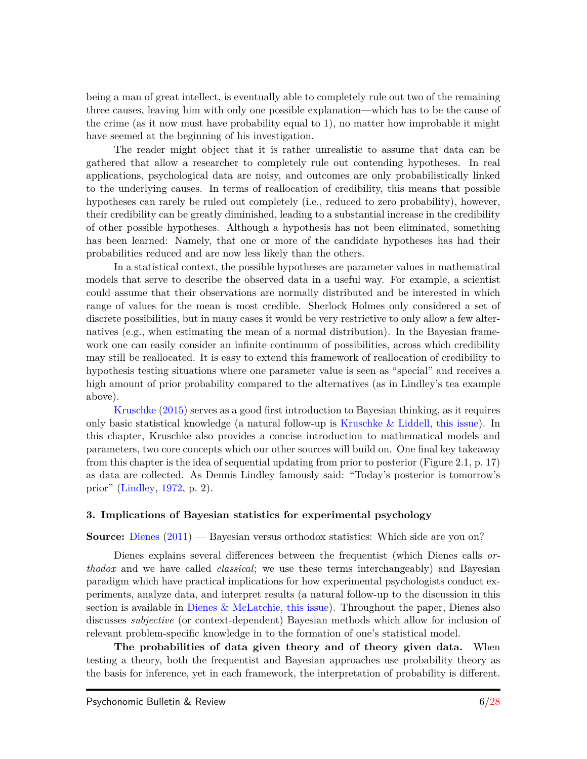being a man of great intellect, is eventually able to completely rule out two of the remaining three causes, leaving him with only one possible explanation—which has to be the cause of the crime (as it now must have probability equal to 1), no matter how improbable it might have seemed at the beginning of his investigation.

The reader might object that it is rather unrealistic to assume that data can be gathered that allow a researcher to completely rule out contending hypotheses. In real applications, psychological data are noisy, and outcomes are only probabilistically linked to the underlying causes. In terms of reallocation of credibility, this means that possible hypotheses can rarely be ruled out completely (i.e., reduced to zero probability), however, their credibility can be greatly diminished, leading to a substantial increase in the credibility of other possible hypotheses. Although a hypothesis has not been eliminated, something has been learned: Namely, that one or more of the candidate hypotheses has had their probabilities reduced and are now less likely than the others.

In a statistical context, the possible hypotheses are parameter values in mathematical models that serve to describe the observed data in a useful way. For example, a scientist could assume that their observations are normally distributed and be interested in which range of values for the mean is most credible. Sherlock Holmes only considered a set of discrete possibilities, but in many cases it would be very restrictive to only allow a few alternatives (e.g., when estimating the mean of a normal distribution). In the Bayesian framework one can easily consider an infinite continuum of possibilities, across which credibility may still be reallocated. It is easy to extend this framework of reallocation of credibility to hypothesis testing situations where one parameter value is seen as "special" and receives a high amount of prior probability compared to the alternatives (as in Lindley's tea example above).

Kruschke (2015) serves as a good first introduction to Bayesian thinking, as it requires only basic statistical knowledge (a natural follow-up is Kruschke & Liddell, this issue). In this chapter, Kruschke also provides a concise introduction to mathematical models and parameters, two core concepts which our other sources will build on. One final key takeaway from this chapter is the idea of sequential updating from prior to posterior (Figure 2.1, p. 17) as data are collected. As Dennis Lindley famously said: "Today's posterior is tomorrow's prior" (Lindley, 1972, p. 2).

### 3. Implications of Bayesian statistics for experimental psychology

**Source:** Dienes (2011) — Bayesian versus orthodox statistics: Which side are you on?

Dienes explains several differences between the frequentist (which Dienes calls *orthodox* and we have called *classical*; we use these terms interchangeably) and Bayesian paradigm which have practical implications for how experimental psychologists conduct experiments, analyze data, and interpret results (a natural follow-up to the discussion in this section is available in Dienes & McLatchie, this issue). Throughout the paper, Dienes also discusses *subjective* (or context-dependent) Bayesian methods which allow for inclusion of relevant problem-specific knowledge in to the formation of one's statistical model.

**The probabilities of data given theory and of theory given data.** When testing a theory, both the frequentist and Bayesian approaches use probability theory as the basis for inference, yet in each framework, the interpretation of probability is different.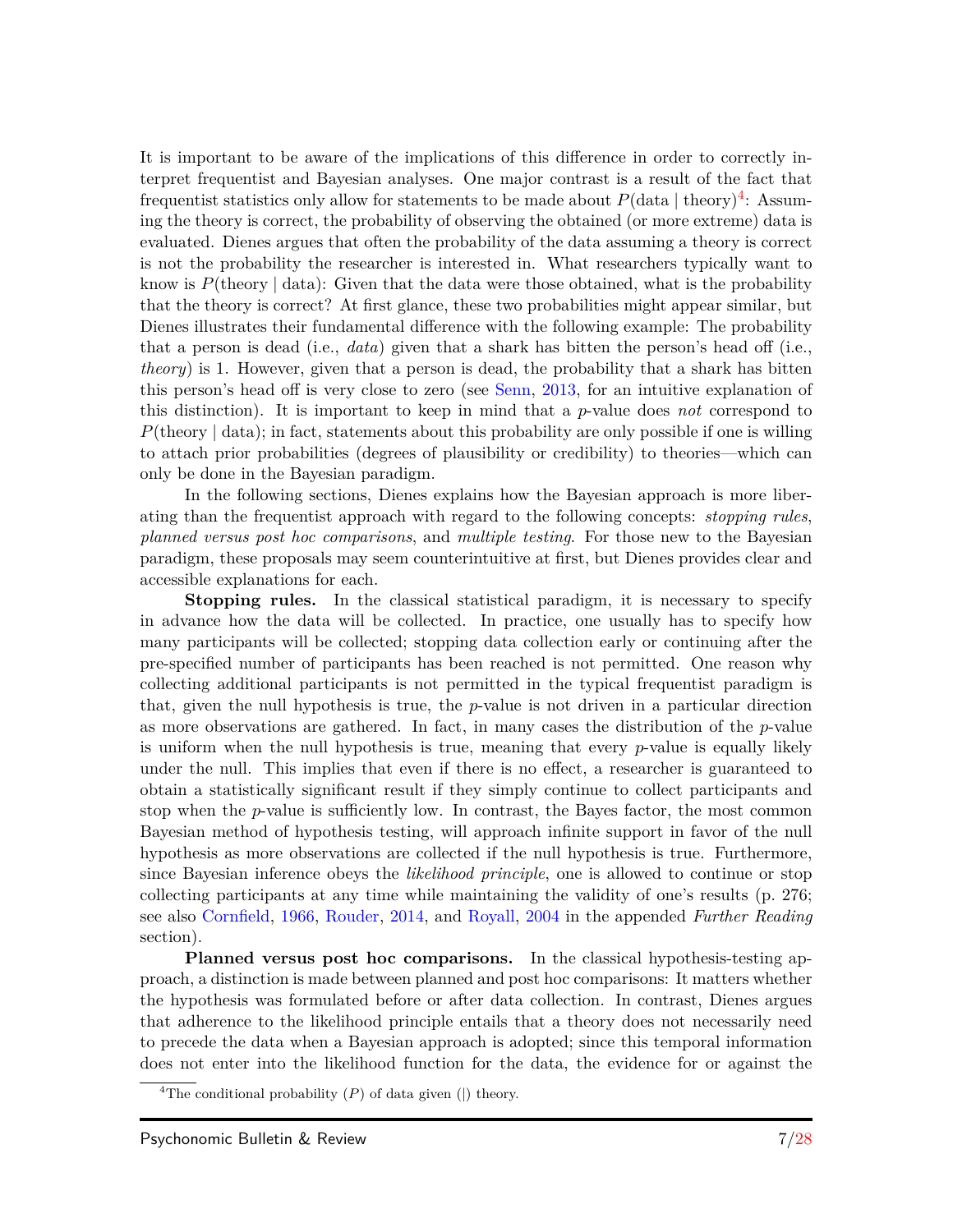It is important to be aware of the implications of this difference in order to correctly interpret frequentist and Bayesian analyses. One major contrast is a result of the fact that frequentist statistics only allow for statements to be made about $P(\text{data} \mid \text{theory})$[4]: Assuming the theory is correct, the probability of observing the obtained (or more extreme) data is evaluated. Dienes argues that often the probability of the data assuming a theory is correct is not the probability the researcher is interested in. What researchers typically want to know is $P(\text{theory} \mid \text{data})$: Given that the data were those obtained, what is the probability that the theory is correct? At first glance, these two probabilities might appear similar, but Dienes illustrates their fundamental difference with the following example: The probability that a person is dead (i.e., *data*) given that a shark has bitten the person's head off (i.e., *theory*) is 1. However, given that a person is dead, the probability that a shark has bitten this person's head off is very close to zero (see Senn, 2013, for an intuitive explanation of this distinction). It is important to keep in mind that a *p*-value does *not* correspond to $P(\text{theory} \mid \text{data})$; in fact, statements about this probability are only possible if one is willing to attach prior probabilities (degrees of plausibility or credibility) to theories—which can only be done in the Bayesian paradigm.

In the following sections, Dienes explains how the Bayesian approach is more liberating than the frequentist approach with regard to the following concepts: *stopping rules*, *planned versus post hoc comparisons*, and *multiple testing*. For those new to the Bayesian paradigm, these proposals may seem counterintuitive at first, but Dienes provides clear and accessible explanations for each.

**Stopping rules.** In the classical statistical paradigm, it is necessary to specify in advance how the data will be collected. In practice, one usually has to specify how many participants will be collected; stopping data collection early or continuing after the pre-specified number of participants has been reached is not permitted. One reason why collecting additional participants is not permitted in the typical frequentist paradigm is that, given the null hypothesis is true, the *p*-value is not driven in a particular direction as more observations are gathered. In fact, in many cases the distribution of the *p*-value is uniform when the null hypothesis is true, meaning that every *p*-value is equally likely under the null. This implies that even if there is no effect, a researcher is guaranteed to obtain a statistically significant result if they simply continue to collect participants and stop when the *p*-value is sufficiently low. In contrast, the Bayes factor, the most common Bayesian method of hypothesis testing, will approach infinite support in favor of the null hypothesis as more observations are collected if the null hypothesis is true. Furthermore, since Bayesian inference obeys the *likelihood principle*, one is allowed to continue or stop collecting participants at any time while maintaining the validity of one's results (p. 276; see also Cornfield, 1966, Rouder, 2014, and Royall, 2004 in the appended *Further Reading* section).

**Planned versus post hoc comparisons.** In the classical hypothesis-testing approach, a distinction is made between planned and post hoc comparisons: It matters whether the hypothesis was formulated before or after data collection. In contrast, Dienes argues that adherence to the likelihood principle entails that a theory does not necessarily need to precede the data when a Bayesian approach is adopted; since this temporal information does not enter into the likelihood function for the data, the evidence for or against the

[4] The conditional probability ($P$) of data given (|) theory.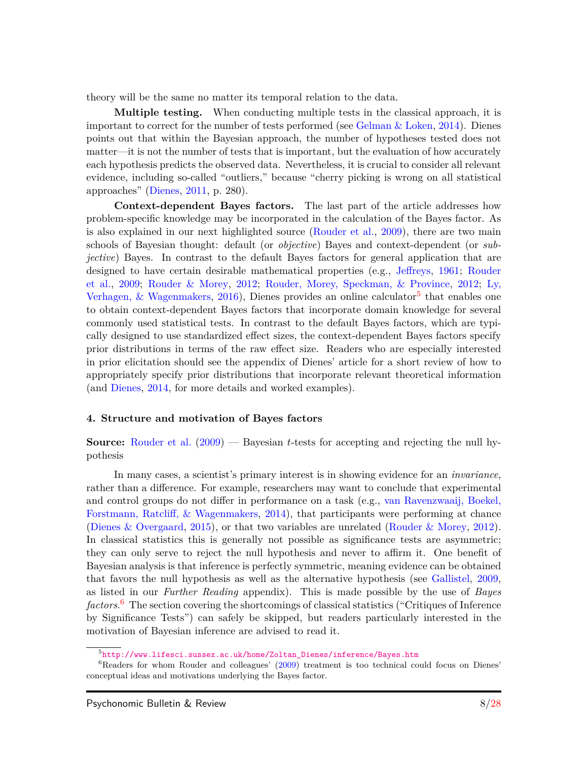theory will be the same no matter its temporal relation to the data.

**Multiple testing.** When conducting multiple tests in the classical approach, it is important to correct for the number of tests performed (see Gelman & Loken, 2014). Dienes points out that within the Bayesian approach, the number of hypotheses tested does not matter—it is not the number of tests that is important, but the evaluation of how accurately each hypothesis predicts the observed data. Nevertheless, it is crucial to consider all relevant evidence, including so-called "outliers," because "cherry picking is wrong on all statistical approaches" (Dienes, 2011, p. 280).

**Context-dependent Bayes factors.** The last part of the article addresses how problem-specific knowledge may be incorporated in the calculation of the Bayes factor. As is also explained in our next highlighted source (Rouder et al., 2009), there are two main schools of Bayesian thought: default (or *objective*) Bayes and context-dependent (or *subjective*) Bayes. In contrast to the default Bayes factors for general application that are designed to have certain desirable mathematical properties (e.g., Jeffreys, 1961; Rouder et al., 2009; Rouder & Morey, 2012; Rouder, Morey, Speckman, & Province, 2012; Ly, Verhagen, & Wagenmakers, 2016), Dienes provides an online calculator[5] that enables one to obtain context-dependent Bayes factors that incorporate domain knowledge for several commonly used statistical tests. In contrast to the default Bayes factors, which are typically designed to use standardized effect sizes, the context-dependent Bayes factors specify prior distributions in terms of the raw effect size. Readers who are especially interested in prior elicitation should see the appendix of Dienes' article for a short review of how to appropriately specify prior distributions that incorporate relevant theoretical information (and Dienes, 2014, for more details and worked examples).

#### 4. Structure and motivation of Bayes factors

**Source:** Rouder et al. (2009) — Bayesian *t*-tests for accepting and rejecting the null hypothesis

In many cases, a scientist's primary interest is in showing evidence for an *invariance*, rather than a difference. For example, researchers may want to conclude that experimental and control groups do not differ in performance on a task (e.g., van Ravenzwaaij, Boekel, Forstmann, Ratcliff, & Wagenmakers, 2014), that participants were performing at chance (Dienes & Overgaard, 2015), or that two variables are unrelated (Rouder & Morey, 2012). In classical statistics this is generally not possible as significance tests are asymmetric; they can only serve to reject the null hypothesis and never to affirm it. One benefit of Bayesian analysis is that inference is perfectly symmetric, meaning evidence can be obtained that favors the null hypothesis as well as the alternative hypothesis (see Gallistel, 2009, as listed in our *Further Reading* appendix). This is made possible by the use of *Bayes factors*.[6] The section covering the shortcomings of classical statistics ("Critiques of Inference by Significance Tests") can safely be skipped, but readers particularly interested in the motivation of Bayesian inference are advised to read it.

[5] http://www.lifesci.sussex.ac.uk/home/Zoltan_Dienes/inference/Bayes.htm

[6] Readers for whom Rouder and colleagues' (2009) treatment is too technical could focus on Dienes' conceptual ideas and motivations underlying the Bayes factor.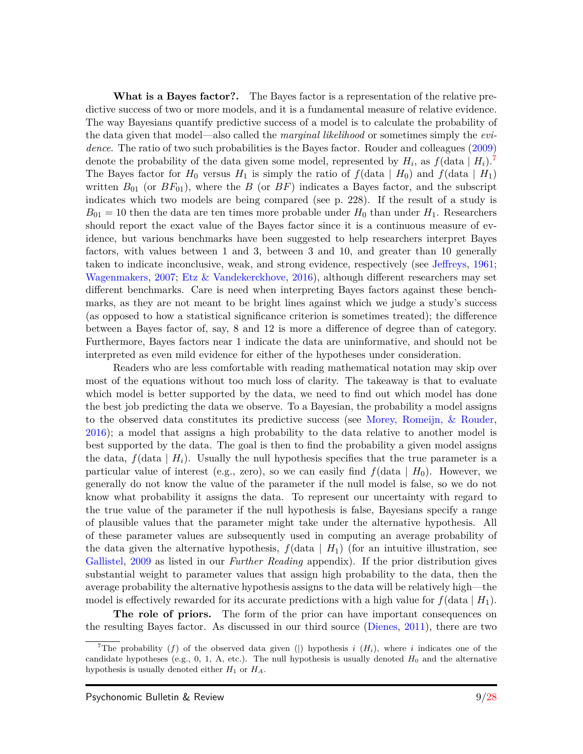**What is a Bayes factor?.** The Bayes factor is a representation of the relative predictive success of two or more models, and it is a fundamental measure of relative evidence. The way Bayesians quantify predictive success of a model is to calculate the probability of the data given that model—also called the *marginal likelihood* or sometimes simply the *evidence*. The ratio of two such probabilities is the Bayes factor. Rouder and colleagues (2009) denote the probability of the data given some model, represented by $H_i$, as $f(\text{data} \mid H_i)$.[7] The Bayes factor for $H_0$ versus $H_1$ is simply the ratio of $f(\text{data} \mid H_0)$ and $f(\text{data} \mid H_1)$ written $B_{01}$ (or $BF_{01}$), where the $B$ (or $BF$) indicates a Bayes factor, and the subscript indicates which two models are being compared (see p. 228). If the result of a study is $B_{01} = 10$ then the data are ten times more probable under $H_0$ than under $H_1$. Researchers should report the exact value of the Bayes factor since it is a continuous measure of evidence, but various benchmarks have been suggested to help researchers interpret Bayes factors, with values between 1 and 3, between 3 and 10, and greater than 10 generally taken to indicate inconclusive, weak, and strong evidence, respectively (see Jeffreys, 1961; Wagenmakers, 2007; Etz & Vandekerckhove, 2016), although different researchers may set different benchmarks. Care is need when interpreting Bayes factors against these benchmarks, as they are not meant to be bright lines against which we judge a study's success (as opposed to how a statistical significance criterion is sometimes treated); the difference between a Bayes factor of, say, 8 and 12 is more a difference of degree than of category. Furthermore, Bayes factors near 1 indicate the data are uninformative, and should not be interpreted as even mild evidence for either of the hypotheses under consideration.

Readers who are less comfortable with reading mathematical notation may skip over most of the equations without too much loss of clarity. The takeaway is that to evaluate which model is better supported by the data, we need to find out which model has done the best job predicting the data we observe. To a Bayesian, the probability a model assigns to the observed data constitutes its predictive success (see Morey, Romeijn, & Rouder, 2016); a model that assigns a high probability to the data relative to another model is best supported by the data. The goal is then to find the probability a given model assigns the data, $f(\text{data} \mid H_i)$. Usually the null hypothesis specifies that the true parameter is a particular value of interest (e.g., zero), so we can easily find $f(\text{data} \mid H_0)$. However, we generally do not know the value of the parameter if the null model is false, so we do not know what probability it assigns the data. To represent our uncertainty with regard to the true value of the parameter if the null hypothesis is false, Bayesians specify a range of plausible values that the parameter might take under the alternative hypothesis. All of these parameter values are subsequently used in computing an average probability of the data given the alternative hypothesis, $f(\text{data} \mid H_1)$ (for an intuitive illustration, see Gallistel, 2009 as listed in our *Further Reading* appendix). If the prior distribution gives substantial weight to parameter values that assign high probability to the data, then the average probability the alternative hypothesis assigns to the data will be relatively high—the model is effectively rewarded for its accurate predictions with a high value for $f(\text{data} \mid H_1)$.

**The role of priors.** The form of the prior can have important consequences on the resulting Bayes factor. As discussed in our third source (Dienes, 2011), there are two

[7] The probability ($f$) of the observed data given (|) hypothesis $i$ ($H_i$), where $i$ indicates one of the candidate hypotheses (e.g., 0, 1, A, etc.). The null hypothesis is usually denoted $H_0$ and the alternative hypothesis is usually denoted either $H_1$ or $H_A$.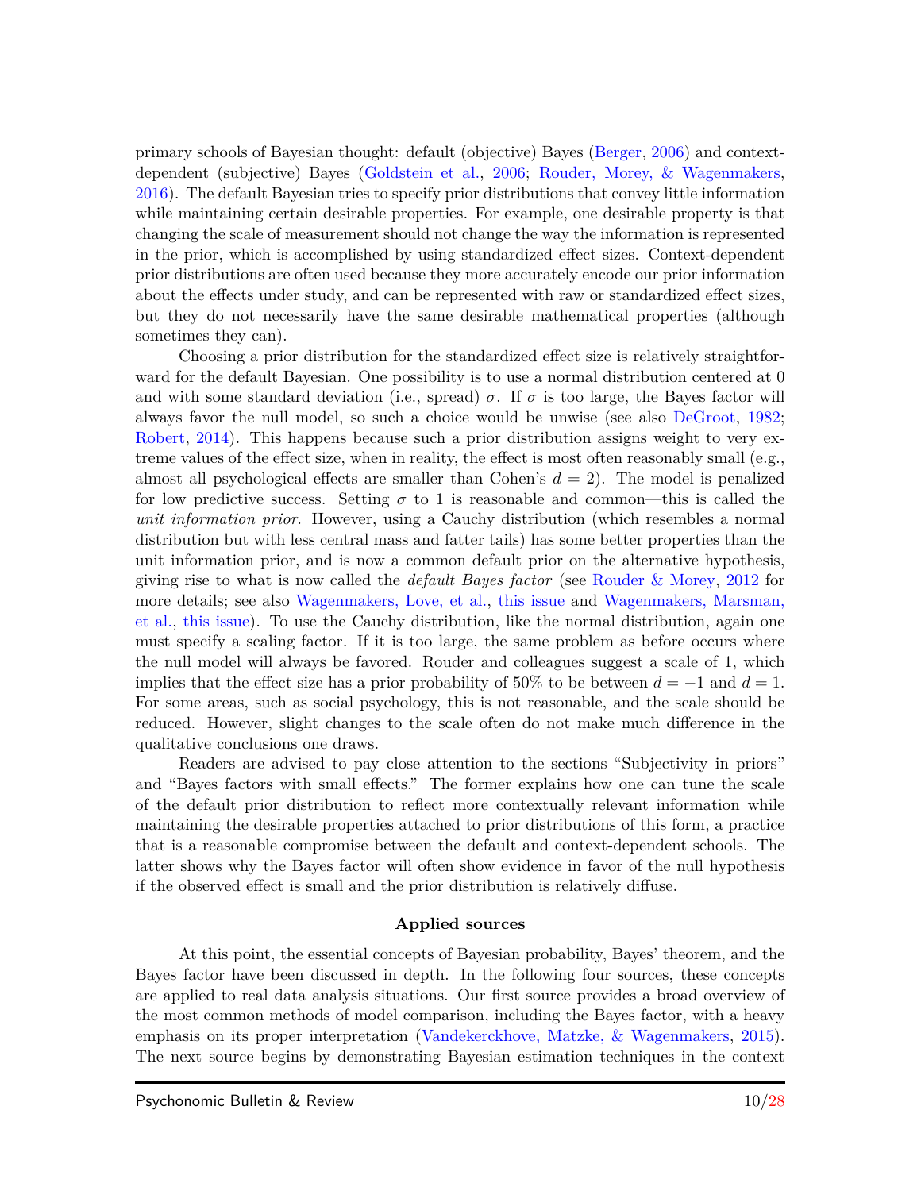primary schools of Bayesian thought: default (objective) Bayes (Berger, 2006) and context-dependent (subjective) Bayes (Goldstein et al., 2006; Rouder, Morey, & Wagenmakers, 2016). The default Bayesian tries to specify prior distributions that convey little information while maintaining certain desirable properties. For example, one desirable property is that changing the scale of measurement should not change the way the information is represented in the prior, which is accomplished by using standardized effect sizes. Context-dependent prior distributions are often used because they more accurately encode our prior information about the effects under study, and can be represented with raw or standardized effect sizes, but they do not necessarily have the same desirable mathematical properties (although sometimes they can).

Choosing a prior distribution for the standardized effect size is relatively straightforward for the default Bayesian. One possibility is to use a normal distribution centered at 0 and with some standard deviation (i.e., spread) $\sigma$. If $\sigma$ is too large, the Bayes factor will always favor the null model, so such a choice would be unwise (see also DeGroot, 1982; Robert, 2014). This happens because such a prior distribution assigns weight to very extreme values of the effect size, when in reality, the effect is most often reasonably small (e.g., almost all psychological effects are smaller than Cohen's $d = 2$). The model is penalized for low predictive success. Setting $\sigma$ to 1 is reasonable and common—this is called the *unit information prior*. However, using a Cauchy distribution (which resembles a normal distribution but with less central mass and fatter tails) has some better properties than the unit information prior, and is now a common default prior on the alternative hypothesis, giving rise to what is now called the *default Bayes factor* (see Rouder & Morey, 2012 for more details; see also Wagenmakers, Love, et al., this issue and Wagenmakers, Marsman, et al., this issue). To use the Cauchy distribution, like the normal distribution, again one must specify a scaling factor. If it is too large, the same problem as before occurs where the null model will always be favored. Rouder and colleagues suggest a scale of 1, which implies that the effect size has a prior probability of 50% to be between $d = -1$ and $d = 1$. For some areas, such as social psychology, this is not reasonable, and the scale should be reduced. However, slight changes to the scale often do not make much difference in the qualitative conclusions one draws.

Readers are advised to pay close attention to the sections "Subjectivity in priors" and "Bayes factors with small effects." The former explains how one can tune the scale of the default prior distribution to reflect more contextually relevant information while maintaining the desirable properties attached to prior distributions of this form, a practice that is a reasonable compromise between the default and context-dependent schools. The latter shows why the Bayes factor will often show evidence in favor of the null hypothesis if the observed effect is small and the prior distribution is relatively diffuse.

## Applied sources

At this point, the essential concepts of Bayesian probability, Bayes' theorem, and the Bayes factor have been discussed in depth. In the following four sources, these concepts are applied to real data analysis situations. Our first source provides a broad overview of the most common methods of model comparison, including the Bayes factor, with a heavy emphasis on its proper interpretation (Vandekerckhove, Matzke, & Wagenmakers, 2015). The next source begins by demonstrating Bayesian estimation techniques in the context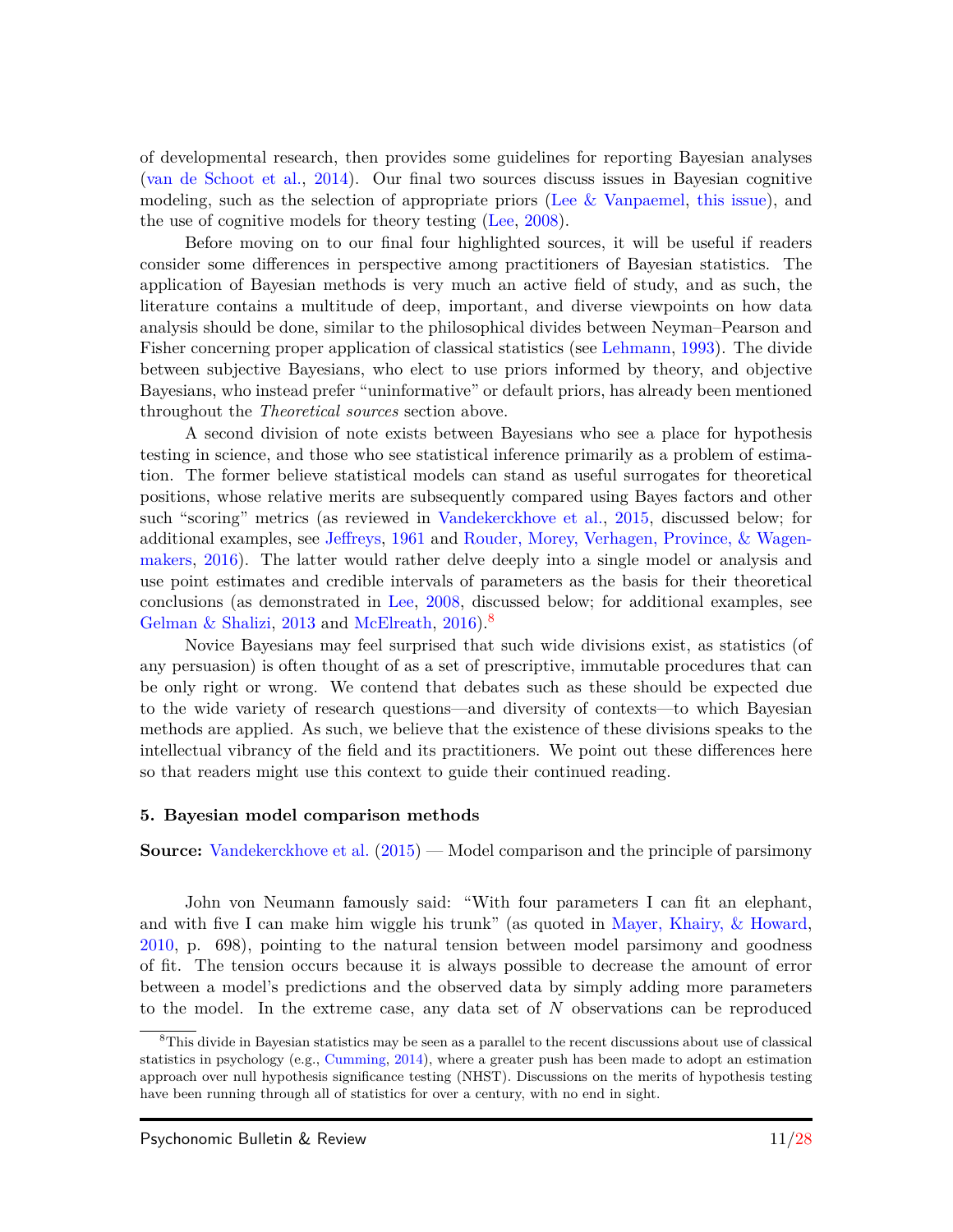of developmental research, then provides some guidelines for reporting Bayesian analyses (van de Schoot et al., 2014). Our final two sources discuss issues in Bayesian cognitive modeling, such as the selection of appropriate priors (Lee & Vanpaemel, this issue), and the use of cognitive models for theory testing (Lee, 2008).

Before moving on to our final four highlighted sources, it will be useful if readers consider some differences in perspective among practitioners of Bayesian statistics. The application of Bayesian methods is very much an active field of study, and as such, the literature contains a multitude of deep, important, and diverse viewpoints on how data analysis should be done, similar to the philosophical divides between Neyman–Pearson and Fisher concerning proper application of classical statistics (see Lehmann, 1993). The divide between subjective Bayesians, who elect to use priors informed by theory, and objective Bayesians, who instead prefer "uninformative" or default priors, has already been mentioned throughout the *Theoretical sources* section above.

A second division of note exists between Bayesians who see a place for hypothesis testing in science, and those who see statistical inference primarily as a problem of estimation. The former believe statistical models can stand as useful surrogates for theoretical positions, whose relative merits are subsequently compared using Bayes factors and other such "scoring" metrics (as reviewed in Vandekerckhove et al., 2015, discussed below; for additional examples, see Jeffreys, 1961 and Rouder, Morey, Verhagen, Province, & Wagenmakers, 2016). The latter would rather delve deeply into a single model or analysis and use point estimates and credible intervals of parameters as the basis for their theoretical conclusions (as demonstrated in Lee, 2008, discussed below; for additional examples, see Gelman & Shalizi, 2013 and McElreath, 2016).[8]

Novice Bayesians may feel surprised that such wide divisions exist, as statistics (of any persuasion) is often thought of as a set of prescriptive, immutable procedures that can be only right or wrong. We contend that debates such as these should be expected due to the wide variety of research questions—and diversity of contexts—to which Bayesian methods are applied. As such, we believe that the existence of these divisions speaks to the intellectual vibrancy of the field and its practitioners. We point out these differences here so that readers might use this context to guide their continued reading.

### 5. Bayesian model comparison methods

**Source:** Vandekerckhove et al. (2015) — Model comparison and the principle of parsimony

John von Neumann famously said: "With four parameters I can fit an elephant, and with five I can make him wiggle his trunk" (as quoted in Mayer, Khairy, & Howard, 2010, p. 698), pointing to the natural tension between model parsimony and goodness of fit. The tension occurs because it is always possible to decrease the amount of error between a model's predictions and the observed data by simply adding more parameters to the model. In the extreme case, any data set of $N$ observations can be reproduced

[8] This divide in Bayesian statistics may be seen as a parallel to the recent discussions about use of classical statistics in psychology (e.g., Cumming, 2014), where a greater push has been made to adopt an estimation approach over null hypothesis significance testing (NHST). Discussions on the merits of hypothesis testing have been running through all of statistics for over a century, with no end in sight.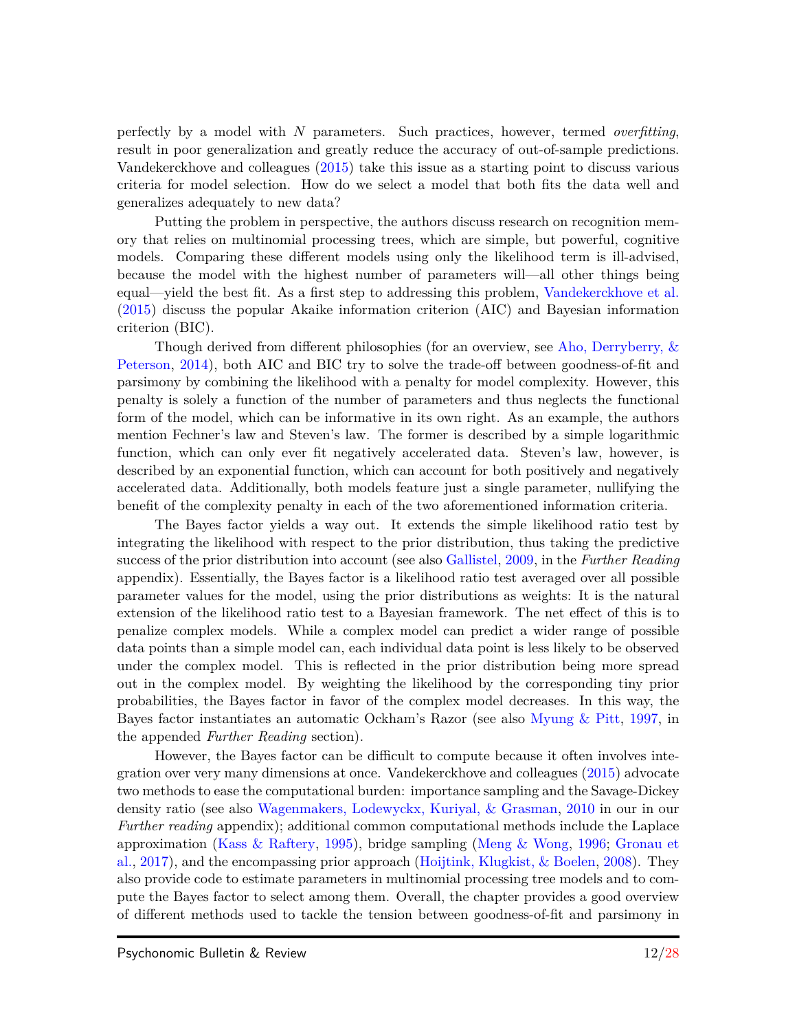perfectly by a model with $N$ parameters. Such practices, however, termed *overfitting*, result in poor generalization and greatly reduce the accuracy of out-of-sample predictions. Vandekerckhove and colleagues (2015) take this issue as a starting point to discuss various criteria for model selection. How do we select a model that both fits the data well and generalizes adequately to new data?

Putting the problem in perspective, the authors discuss research on recognition memory that relies on multinomial processing trees, which are simple, but powerful, cognitive models. Comparing these different models using only the likelihood term is ill-advised, because the model with the highest number of parameters will—all other things being equal—yield the best fit. As a first step to addressing this problem, Vandekerckhove et al. (2015) discuss the popular Akaike information criterion (AIC) and Bayesian information criterion (BIC).

Though derived from different philosophies (for an overview, see Aho, Derryberry, & Peterson, 2014), both AIC and BIC try to solve the trade-off between goodness-of-fit and parsimony by combining the likelihood with a penalty for model complexity. However, this penalty is solely a function of the number of parameters and thus neglects the functional form of the model, which can be informative in its own right. As an example, the authors mention Fechner's law and Steven's law. The former is described by a simple logarithmic function, which can only ever fit negatively accelerated data. Steven's law, however, is described by an exponential function, which can account for both positively and negatively accelerated data. Additionally, both models feature just a single parameter, nullifying the benefit of the complexity penalty in each of the two aforementioned information criteria.

The Bayes factor yields a way out. It extends the simple likelihood ratio test by integrating the likelihood with respect to the prior distribution, thus taking the predictive success of the prior distribution into account (see also Gallistel, 2009, in the *Further Reading* appendix). Essentially, the Bayes factor is a likelihood ratio test averaged over all possible parameter values for the model, using the prior distributions as weights: It is the natural extension of the likelihood ratio test to a Bayesian framework. The net effect of this is to penalize complex models. While a complex model can predict a wider range of possible data points than a simple model can, each individual data point is less likely to be observed under the complex model. This is reflected in the prior distribution being more spread out in the complex model. By weighting the likelihood by the corresponding tiny prior probabilities, the Bayes factor in favor of the complex model decreases. In this way, the Bayes factor instantiates an automatic Ockham's Razor (see also Myung & Pitt, 1997, in the appended *Further Reading* section).

However, the Bayes factor can be difficult to compute because it often involves integration over very many dimensions at once. Vandekerckhove and colleagues (2015) advocate two methods to ease the computational burden: importance sampling and the Savage-Dickey density ratio (see also Wagenmakers, Lodewyckx, Kuriyal, & Grasman, 2010 in our in our *Further reading* appendix); additional common computational methods include the Laplace approximation (Kass & Raftery, 1995), bridge sampling (Meng & Wong, 1996; Gronau et al., 2017), and the encompassing prior approach (Hoijtink, Klugkist, & Boelen, 2008). They also provide code to estimate parameters in multinomial processing tree models and to compute the Bayes factor to select among them. Overall, the chapter provides a good overview of different methods used to tackle the tension between goodness-of-fit and parsimony in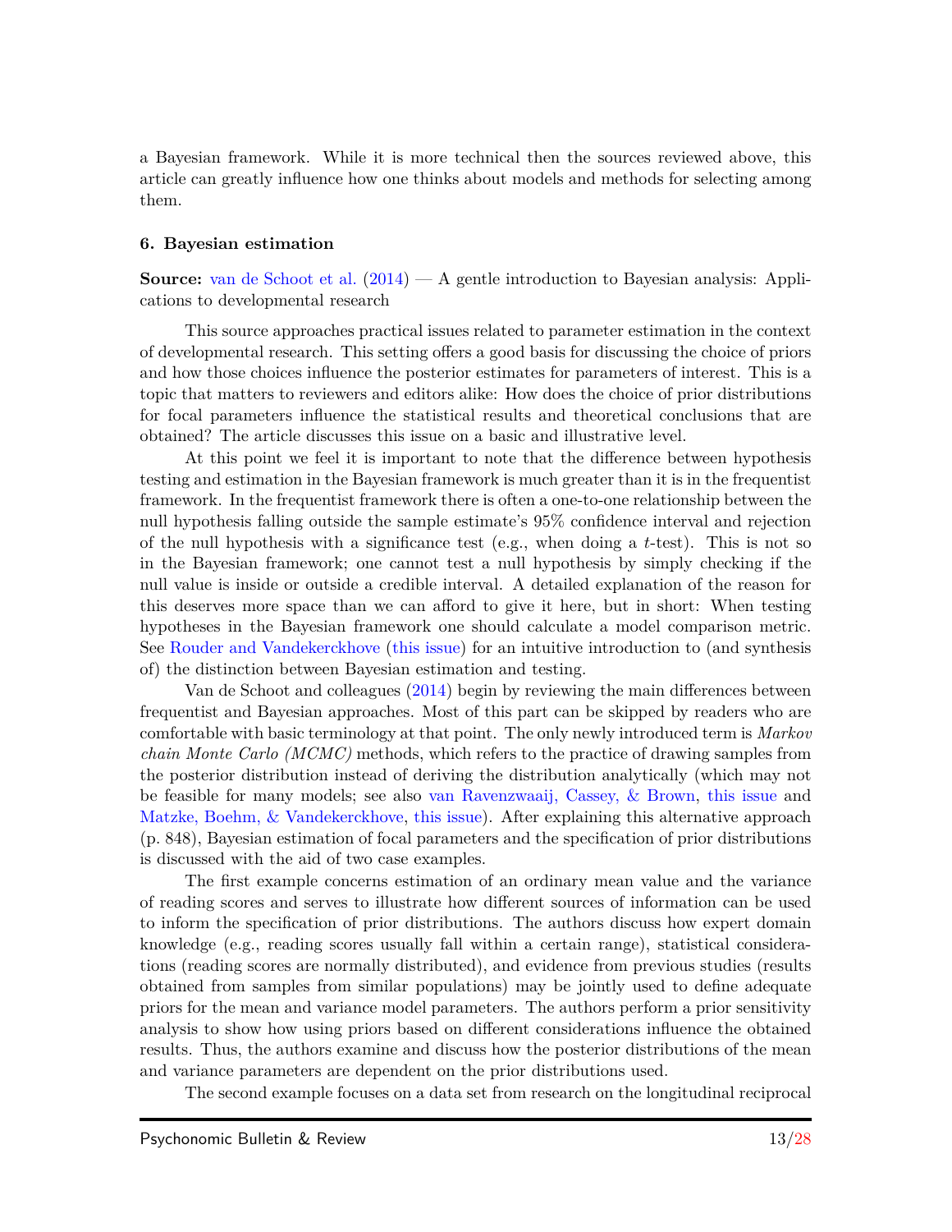a Bayesian framework. While it is more technical then the sources reviewed above, this article can greatly influence how one thinks about models and methods for selecting among them.

### 6. Bayesian estimation

**Source:** van de Schoot et al. (2014) — A gentle introduction to Bayesian analysis: Applications to developmental research

This source approaches practical issues related to parameter estimation in the context of developmental research. This setting offers a good basis for discussing the choice of priors and how those choices influence the posterior estimates for parameters of interest. This is a topic that matters to reviewers and editors alike: How does the choice of prior distributions for focal parameters influence the statistical results and theoretical conclusions that are obtained? The article discusses this issue on a basic and illustrative level.

At this point we feel it is important to note that the difference between hypothesis testing and estimation in the Bayesian framework is much greater than it is in the frequentist framework. In the frequentist framework there is often a one-to-one relationship between the null hypothesis falling outside the sample estimate's 95% confidence interval and rejection of the null hypothesis with a significance test (e.g., when doing a *t*-test). This is not so in the Bayesian framework; one cannot test a null hypothesis by simply checking if the null value is inside or outside a credible interval. A detailed explanation of the reason for this deserves more space than we can afford to give it here, but in short: When testing hypotheses in the Bayesian framework one should calculate a model comparison metric. See Rouder and Vandekerckhove (this issue) for an intuitive introduction to (and synthesis of) the distinction between Bayesian estimation and testing.

Van de Schoot and colleagues (2014) begin by reviewing the main differences between frequentist and Bayesian approaches. Most of this part can be skipped by readers who are comfortable with basic terminology at that point. The only newly introduced term is *Markov chain Monte Carlo (MCMC)* methods, which refers to the practice of drawing samples from the posterior distribution instead of deriving the distribution analytically (which may not be feasible for many models; see also van Ravenzwaaij, Cassey, & Brown, this issue and Matzke, Boehm, & Vandekerckhove, this issue). After explaining this alternative approach (p. 848), Bayesian estimation of focal parameters and the specification of prior distributions is discussed with the aid of two case examples.

The first example concerns estimation of an ordinary mean value and the variance of reading scores and serves to illustrate how different sources of information can be used to inform the specification of prior distributions. The authors discuss how expert domain knowledge (e.g., reading scores usually fall within a certain range), statistical considerations (reading scores are normally distributed), and evidence from previous studies (results obtained from samples from similar populations) may be jointly used to define adequate priors for the mean and variance model parameters. The authors perform a prior sensitivity analysis to show how using priors based on different considerations influence the obtained results. Thus, the authors examine and discuss how the posterior distributions of the mean and variance parameters are dependent on the prior distributions used.

The second example focuses on a data set from research on the longitudinal reciprocal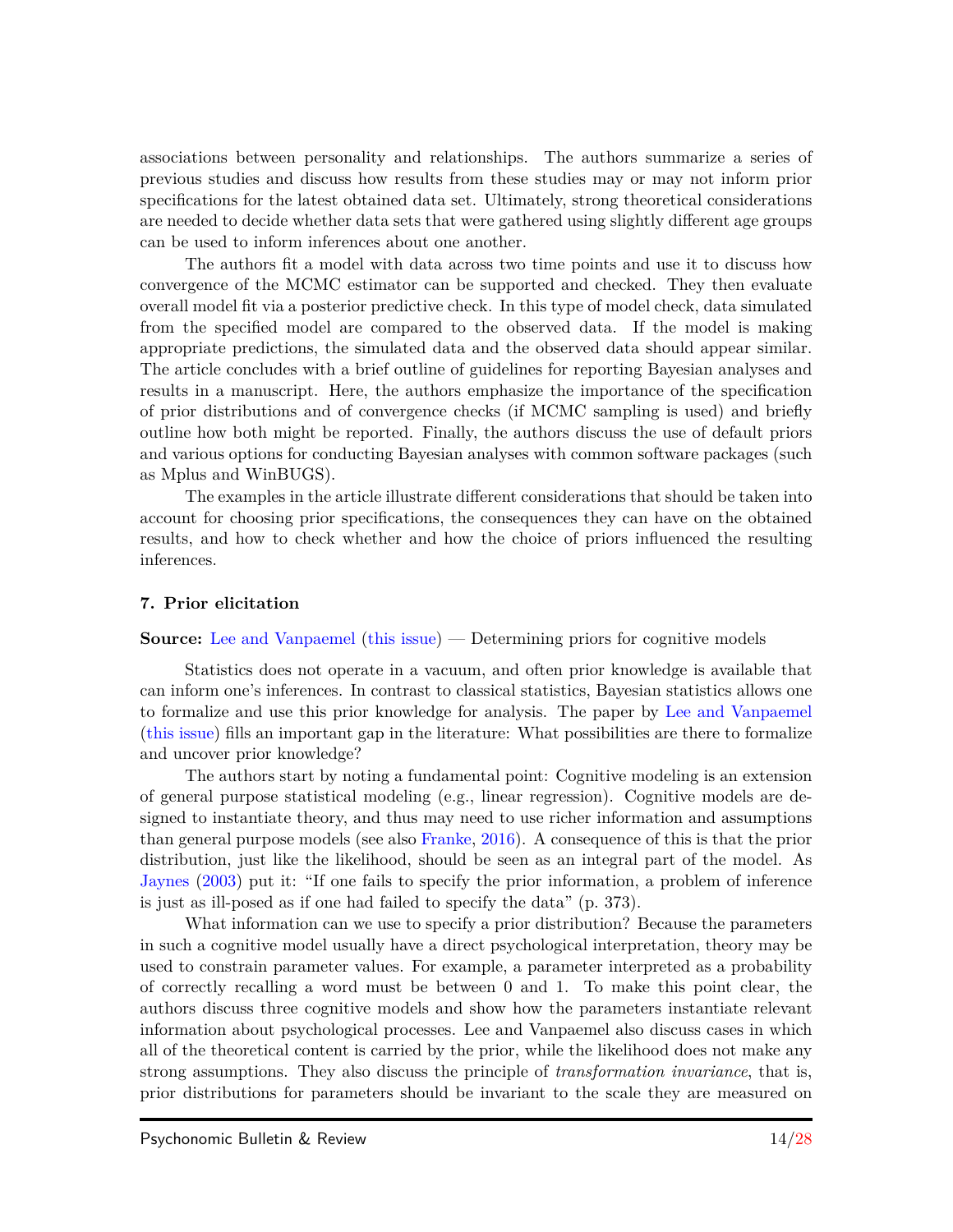associations between personality and relationships. The authors summarize a series of previous studies and discuss how results from these studies may or may not inform prior specifications for the latest obtained data set. Ultimately, strong theoretical considerations are needed to decide whether data sets that were gathered using slightly different age groups can be used to inform inferences about one another.

The authors fit a model with data across two time points and use it to discuss how convergence of the MCMC estimator can be supported and checked. They then evaluate overall model fit via a posterior predictive check. In this type of model check, data simulated from the specified model are compared to the observed data. If the model is making appropriate predictions, the simulated data and the observed data should appear similar. The article concludes with a brief outline of guidelines for reporting Bayesian analyses and results in a manuscript. Here, the authors emphasize the importance of the specification of prior distributions and of convergence checks (if MCMC sampling is used) and briefly outline how both might be reported. Finally, the authors discuss the use of default priors and various options for conducting Bayesian analyses with common software packages (such as Mplus and WinBUGS).

The examples in the article illustrate different considerations that should be taken into account for choosing prior specifications, the consequences they can have on the obtained results, and how to check whether and how the choice of priors influenced the resulting inferences.

### 7. Prior elicitation

**Source:** Lee and Vanpaemel (this issue) — Determining priors for cognitive models

Statistics does not operate in a vacuum, and often prior knowledge is available that can inform one's inferences. In contrast to classical statistics, Bayesian statistics allows one to formalize and use this prior knowledge for analysis. The paper by Lee and Vanpaemel (this issue) fills an important gap in the literature: What possibilities are there to formalize and uncover prior knowledge?

The authors start by noting a fundamental point: Cognitive modeling is an extension of general purpose statistical modeling (e.g., linear regression). Cognitive models are designed to instantiate theory, and thus may need to use richer information and assumptions than general purpose models (see also Franke, 2016). A consequence of this is that the prior distribution, just like the likelihood, should be seen as an integral part of the model. As Jaynes (2003) put it: "If one fails to specify the prior information, a problem of inference is just as ill-posed as if one had failed to specify the data" (p. 373).

What information can we use to specify a prior distribution? Because the parameters in such a cognitive model usually have a direct psychological interpretation, theory may be used to constrain parameter values. For example, a parameter interpreted as a probability of correctly recalling a word must be between 0 and 1. To make this point clear, the authors discuss three cognitive models and show how the parameters instantiate relevant information about psychological processes. Lee and Vanpaemel also discuss cases in which all of the theoretical content is carried by the prior, while the likelihood does not make any strong assumptions. They also discuss the principle of *transformation invariance*, that is, prior distributions for parameters should be invariant to the scale they are measured on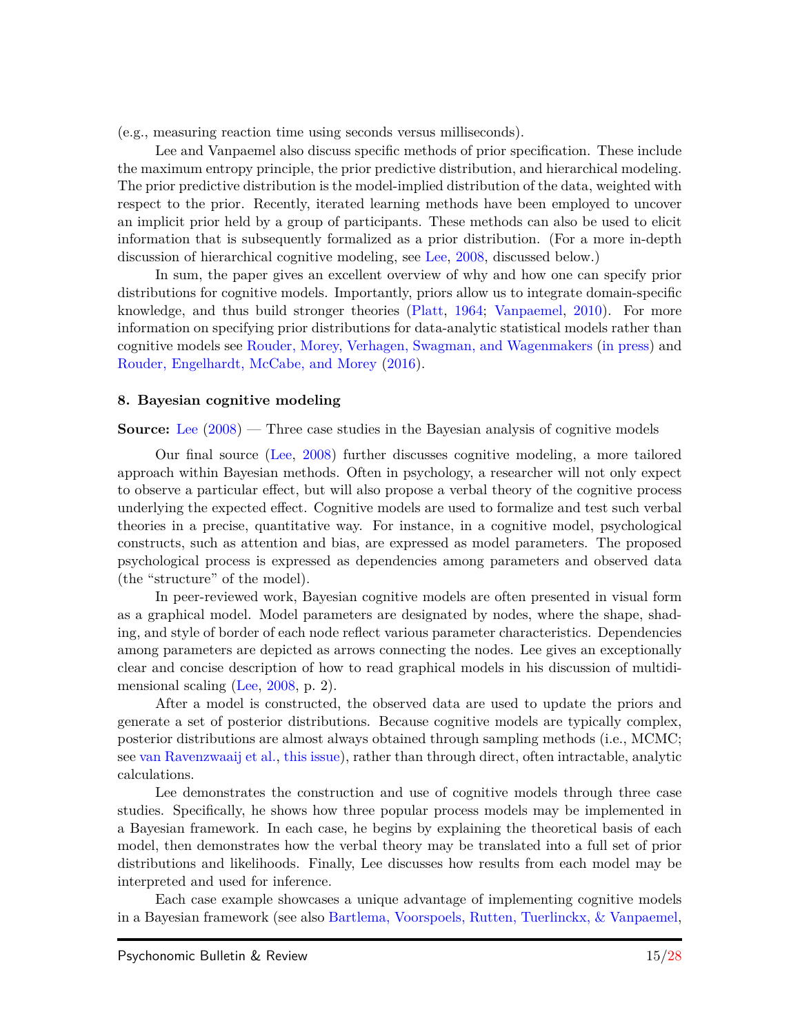(e.g., measuring reaction time using seconds versus milliseconds).

Lee and Vanpaemel also discuss specific methods of prior specification. These include the maximum entropy principle, the prior predictive distribution, and hierarchical modeling. The prior predictive distribution is the model-implied distribution of the data, weighted with respect to the prior. Recently, iterated learning methods have been employed to uncover an implicit prior held by a group of participants. These methods can also be used to elicit information that is subsequently formalized as a prior distribution. (For a more in-depth discussion of hierarchical cognitive modeling, see Lee, 2008, discussed below.)

In sum, the paper gives an excellent overview of why and how one can specify prior distributions for cognitive models. Importantly, priors allow us to integrate domain-specific knowledge, and thus build stronger theories (Platt, 1964; Vanpaemel, 2010). For more information on specifying prior distributions for data-analytic statistical models rather than cognitive models see Rouder, Morey, Verhagen, Swagman, and Wagenmakers (in press) and Rouder, Engelhardt, McCabe, and Morey (2016).

### 8. Bayesian cognitive modeling

**Source:** Lee (2008) — Three case studies in the Bayesian analysis of cognitive models

Our final source (Lee, 2008) further discusses cognitive modeling, a more tailored approach within Bayesian methods. Often in psychology, a researcher will not only expect to observe a particular effect, but will also propose a verbal theory of the cognitive process underlying the expected effect. Cognitive models are used to formalize and test such verbal theories in a precise, quantitative way. For instance, in a cognitive model, psychological constructs, such as attention and bias, are expressed as model parameters. The proposed psychological process is expressed as dependencies among parameters and observed data (the "structure" of the model).

In peer-reviewed work, Bayesian cognitive models are often presented in visual form as a graphical model. Model parameters are designated by nodes, where the shape, shading, and style of border of each node reflect various parameter characteristics. Dependencies among parameters are depicted as arrows connecting the nodes. Lee gives an exceptionally clear and concise description of how to read graphical models in his discussion of multidimensional scaling (Lee, 2008, p. 2).

After a model is constructed, the observed data are used to update the priors and generate a set of posterior distributions. Because cognitive models are typically complex, posterior distributions are almost always obtained through sampling methods (i.e., MCMC; see van Ravenzwaaij et al., this issue), rather than through direct, often intractable, analytic calculations.

Lee demonstrates the construction and use of cognitive models through three case studies. Specifically, he shows how three popular process models may be implemented in a Bayesian framework. In each case, he begins by explaining the theoretical basis of each model, then demonstrates how the verbal theory may be translated into a full set of prior distributions and likelihoods. Finally, Lee discusses how results from each model may be interpreted and used for inference.

Each case example showcases a unique advantage of implementing cognitive models in a Bayesian framework (see also Bartlema, Voorspoels, Rutten, Tuerlinckx, & Vanpaemel,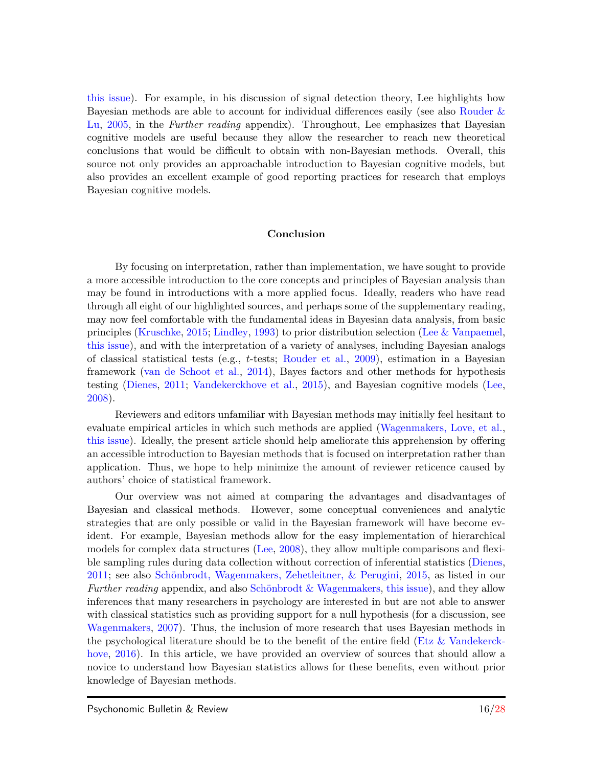this issue). For example, in his discussion of signal detection theory, Lee highlights how Bayesian methods are able to account for individual differences easily (see also Rouder & Lu, 2005, in the *Further reading* appendix). Throughout, Lee emphasizes that Bayesian cognitive models are useful because they allow the researcher to reach new theoretical conclusions that would be difficult to obtain with non-Bayesian methods. Overall, this source not only provides an approachable introduction to Bayesian cognitive models, but also provides an excellent example of good reporting practices for research that employs Bayesian cognitive models.

## Conclusion

By focusing on interpretation, rather than implementation, we have sought to provide a more accessible introduction to the core concepts and principles of Bayesian analysis than may be found in introductions with a more applied focus. Ideally, readers who have read through all eight of our highlighted sources, and perhaps some of the supplementary reading, may now feel comfortable with the fundamental ideas in Bayesian data analysis, from basic principles (Kruschke, 2015; Lindley, 1993) to prior distribution selection (Lee & Vanpaemel, this issue), and with the interpretation of a variety of analyses, including Bayesian analogs of classical statistical tests (e.g., *t*-tests; Rouder et al., 2009), estimation in a Bayesian framework (van de Schoot et al., 2014), Bayes factors and other methods for hypothesis testing (Dienes, 2011; Vandekerckhove et al., 2015), and Bayesian cognitive models (Lee, 2008).

Reviewers and editors unfamiliar with Bayesian methods may initially feel hesitant to evaluate empirical articles in which such methods are applied (Wagenmakers, Love, et al., this issue). Ideally, the present article should help ameliorate this apprehension by offering an accessible introduction to Bayesian methods that is focused on interpretation rather than application. Thus, we hope to help minimize the amount of reviewer reticence caused by authors' choice of statistical framework.

Our overview was not aimed at comparing the advantages and disadvantages of Bayesian and classical methods. However, some conceptual conveniences and analytic strategies that are only possible or valid in the Bayesian framework will have become evident. For example, Bayesian methods allow for the easy implementation of hierarchical models for complex data structures (Lee, 2008), they allow multiple comparisons and flexible sampling rules during data collection without correction of inferential statistics (Dienes, 2011; see also Schönbrodt, Wagenmakers, Zehetleitner, & Perugini, 2015, as listed in our *Further reading* appendix, and also Schönbrodt & Wagenmakers, this issue), and they allow inferences that many researchers in psychology are interested in but are not able to answer with classical statistics such as providing support for a null hypothesis (for a discussion, see Wagenmakers, 2007). Thus, the inclusion of more research that uses Bayesian methods in the psychological literature should be to the benefit of the entire field (Etz & Vandekerckhove, 2016). In this article, we have provided an overview of sources that should allow a novice to understand how Bayesian statistics allows for these benefits, even without prior knowledge of Bayesian methods.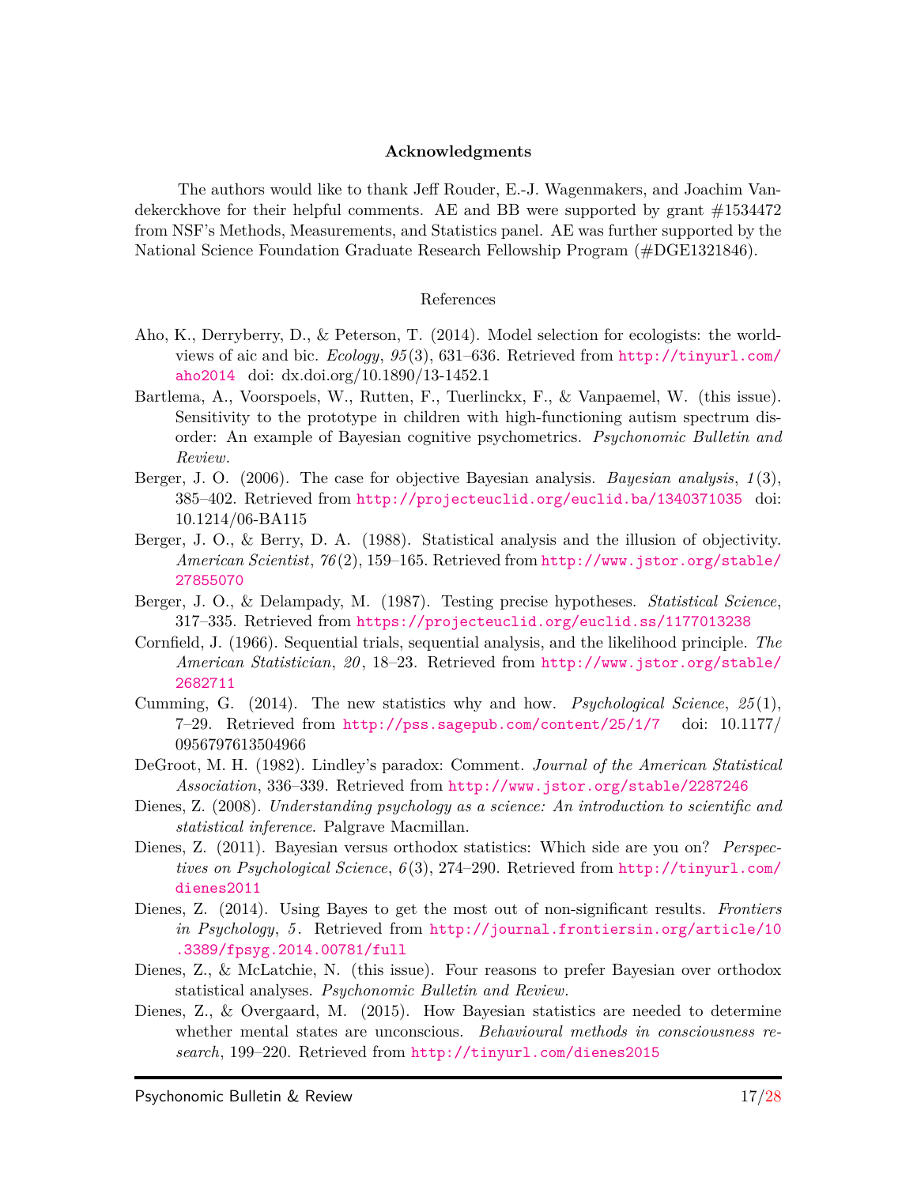## Acknowledgments

The authors would like to thank Jeff Rouder, E.-J. Wagenmakers, and Joachim Vandekerckhove for their helpful comments. AE and BB were supported by grant #1534472 from NSF's Methods, Measurements, and Statistics panel. AE was further supported by the National Science Foundation Graduate Research Fellowship Program (#DGE1321846).

## References

Aho, K., Derryberry, D., & Peterson, T. (2014). Model selection for ecologists: the worldviews of aic and bic. *Ecology*, *95*(3), 631–636. Retrieved from http://tinyurl.com/aho2014 doi: dx.doi.org/10.1890/13-1452.1

Bartlema, A., Voorspoels, W., Rutten, F., Tuerlinckx, F., & Vanpaemel, W. (this issue). Sensitivity to the prototype in children with high-functioning autism spectrum disorder: An example of Bayesian cognitive psychometrics. *Psychonomic Bulletin and Review*.

Berger, J. O. (2006). The case for objective Bayesian analysis. *Bayesian analysis*, *1*(3), 385–402. Retrieved from http://projecteuclid.org/euclid.ba/1340371035 doi: 10.1214/06-BA115

Berger, J. O., & Berry, D. A. (1988). Statistical analysis and the illusion of objectivity. *American Scientist*, *76*(2), 159–165. Retrieved from http://www.jstor.org/stable/27855070

Berger, J. O., & Delampady, M. (1987). Testing precise hypotheses. *Statistical Science*, 317–335. Retrieved from https://projecteuclid.org/euclid.ss/1177013238

Cornfield, J. (1966). Sequential trials, sequential analysis, and the likelihood principle. *The American Statistician*, *20*, 18–23. Retrieved from http://www.jstor.org/stable/2682711

Cumming, G. (2014). The new statistics why and how. *Psychological Science*, *25*(1), 7–29. Retrieved from http://pss.sagepub.com/content/25/1/7 doi: 10.1177/0956797613504966

DeGroot, M. H. (1982). Lindley's paradox: Comment. *Journal of the American Statistical Association*, 336–339. Retrieved from http://www.jstor.org/stable/2287246

Dienes, Z. (2008). *Understanding psychology as a science: An introduction to scientific and statistical inference*. Palgrave Macmillan.

Dienes, Z. (2011). Bayesian versus orthodox statistics: Which side are you on? *Perspectives on Psychological Science*, *6*(3), 274–290. Retrieved from http://tinyurl.com/dienes2011

Dienes, Z. (2014). Using Bayes to get the most out of non-significant results. *Frontiers in Psychology*, *5*. Retrieved from http://journal.frontiersin.org/article/10.3389/fpsyg.2014.00781/full

Dienes, Z., & McLatchie, N. (this issue). Four reasons to prefer Bayesian over orthodox statistical analyses. *Psychonomic Bulletin and Review*.

Dienes, Z., & Overgaard, M. (2015). How Bayesian statistics are needed to determine whether mental states are unconscious. *Behavioural methods in consciousness research*, 199–220. Retrieved from http://tinyurl.com/dienes2015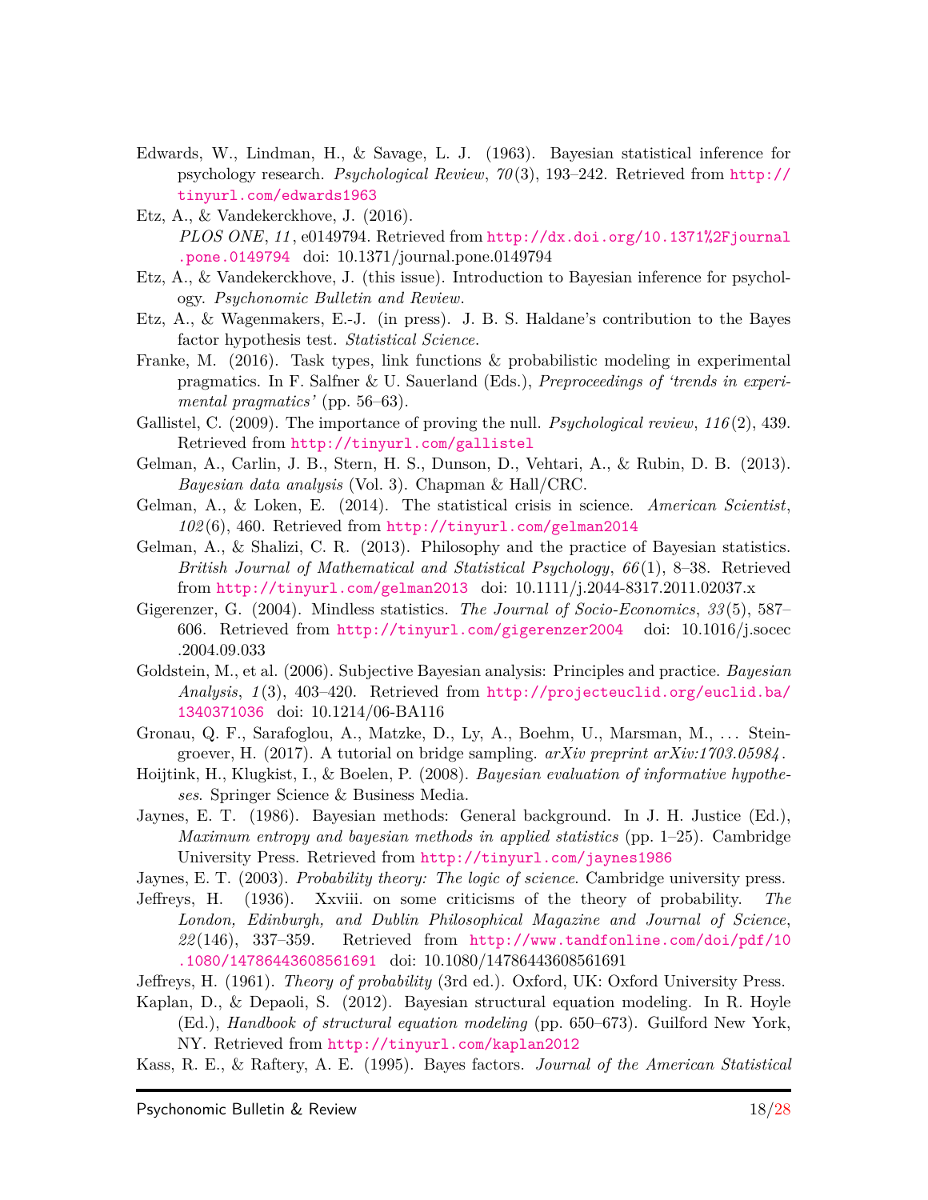Edwards, W., Lindman, H., & Savage, L. J. (1963). Bayesian statistical inference for psychology research. *Psychological Review*, *70*(3), 193–242. Retrieved from http://tinyurl.com/edwards1963

Etz, A., & Vandekerckhove, J. (2016). *PLOS ONE*, *11*, e0149794. Retrieved from http://dx.doi.org/10.1371%2Fjournal.pone.0149794 doi: 10.1371/journal.pone.0149794

Etz, A., & Vandekerckhove, J. (this issue). Introduction to Bayesian inference for psychology. *Psychonomic Bulletin and Review*.

Etz, A., & Wagenmakers, E.-J. (in press). J. B. S. Haldane's contribution to the Bayes factor hypothesis test. *Statistical Science*.

Franke, M. (2016). Task types, link functions & probabilistic modeling in experimental pragmatics. In F. Salfner & U. Sauerland (Eds.), *Preproceedings of 'trends in experimental pragmatics'* (pp. 56–63).

Gallistel, C. (2009). The importance of proving the null. *Psychological review*, *116*(2), 439. Retrieved from http://tinyurl.com/gallistel

Gelman, A., Carlin, J. B., Stern, H. S., Dunson, D., Vehtari, A., & Rubin, D. B. (2013). *Bayesian data analysis* (Vol. 3). Chapman & Hall/CRC.

Gelman, A., & Loken, E. (2014). The statistical crisis in science. *American Scientist*, *102*(6), 460. Retrieved from http://tinyurl.com/gelman2014

Gelman, A., & Shalizi, C. R. (2013). Philosophy and the practice of Bayesian statistics. *British Journal of Mathematical and Statistical Psychology*, *66*(1), 8–38. Retrieved from http://tinyurl.com/gelman2013 doi: 10.1111/j.2044-8317.2011.02037.x

Gigerenzer, G. (2004). Mindless statistics. *The Journal of Socio-Economics*, *33*(5), 587–606. Retrieved from http://tinyurl.com/gigerenzer2004 doi: 10.1016/j.socec.2004.09.033

Goldstein, M., et al. (2006). Subjective Bayesian analysis: Principles and practice. *Bayesian Analysis*, *1*(3), 403–420. Retrieved from http://projecteuclid.org/euclid.ba/1340371036 doi: 10.1214/06-BA116

Gronau, Q. F., Sarafoglou, A., Matzke, D., Ly, A., Boehm, U., Marsman, M., … Steingroever, H. (2017). A tutorial on bridge sampling. *arXiv preprint arXiv:1703.05984*.

Hoijtink, H., Klugkist, I., & Boelen, P. (2008). *Bayesian evaluation of informative hypotheses*. Springer Science & Business Media.

Jaynes, E. T. (1986). Bayesian methods: General background. In J. H. Justice (Ed.), *Maximum entropy and bayesian methods in applied statistics* (pp. 1–25). Cambridge University Press. Retrieved from http://tinyurl.com/jaynes1986

Jaynes, E. T. (2003). *Probability theory: The logic of science*. Cambridge university press.

Jeffreys, H. (1936). Xxviii. on some criticisms of the theory of probability. *The London, Edinburgh, and Dublin Philosophical Magazine and Journal of Science*, *22*(146), 337–359. Retrieved from http://www.tandfonline.com/doi/pdf/10.1080/14786443608561691 doi: 10.1080/14786443608561691

Jeffreys, H. (1961). *Theory of probability* (3rd ed.). Oxford, UK: Oxford University Press.

Kaplan, D., & Depaoli, S. (2012). Bayesian structural equation modeling. In R. Hoyle (Ed.), *Handbook of structural equation modeling* (pp. 650–673). Guilford New York, NY. Retrieved from http://tinyurl.com/kaplan2012

Kass, R. E., & Raftery, A. E. (1995). Bayes factors. *Journal of the American Statistical*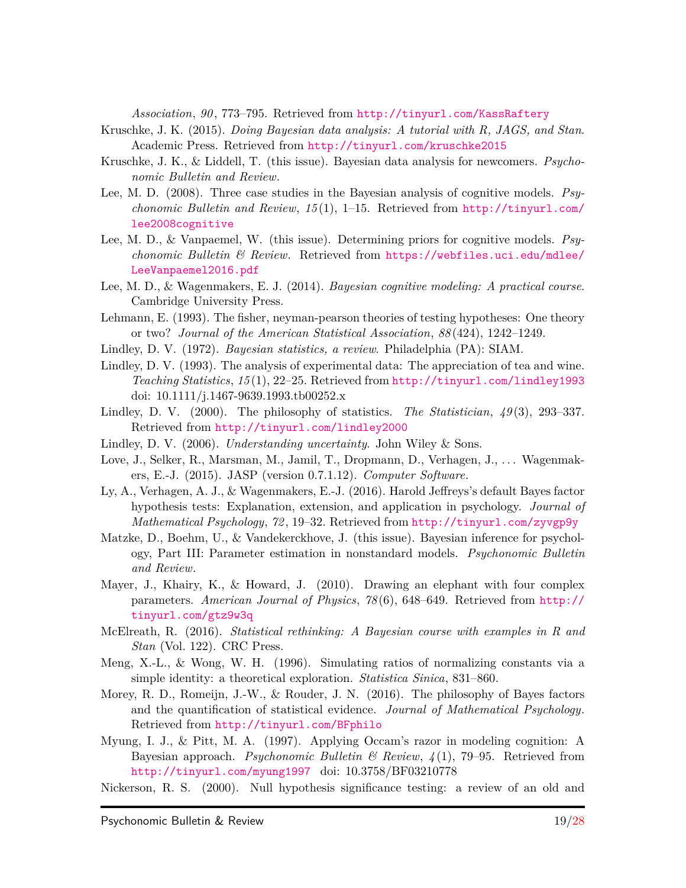*Association*, *90*, 773–795. Retrieved from http://tinyurl.com/KassRaftery

Kruschke, J. K. (2015). *Doing Bayesian data analysis: A tutorial with R, JAGS, and Stan*. Academic Press. Retrieved from http://tinyurl.com/kruschke2015

Kruschke, J. K., & Liddell, T. (this issue). Bayesian data analysis for newcomers. *Psychonomic Bulletin and Review*.

Lee, M. D. (2008). Three case studies in the Bayesian analysis of cognitive models. *Psychonomic Bulletin and Review*, *15*(1), 1–15. Retrieved from http://tinyurl.com/lee2008cognitive

Lee, M. D., & Vanpaemel, W. (this issue). Determining priors for cognitive models. *Psychonomic Bulletin & Review*. Retrieved from https://webfiles.uci.edu/mdlee/LeeVanpaemel2016.pdf

Lee, M. D., & Wagenmakers, E. J. (2014). *Bayesian cognitive modeling: A practical course*. Cambridge University Press.

Lehmann, E. (1993). The fisher, neyman-pearson theories of testing hypotheses: One theory or two? *Journal of the American Statistical Association*, *88*(424), 1242–1249.

Lindley, D. V. (1972). *Bayesian statistics, a review*. Philadelphia (PA): SIAM.

Lindley, D. V. (1993). The analysis of experimental data: The appreciation of tea and wine. *Teaching Statistics*, *15*(1), 22–25. Retrieved from http://tinyurl.com/lindley1993 doi: 10.1111/j.1467-9639.1993.tb00252.x

Lindley, D. V. (2000). The philosophy of statistics. *The Statistician*, *49*(3), 293–337. Retrieved from http://tinyurl.com/lindley2000

Lindley, D. V. (2006). *Understanding uncertainty*. John Wiley & Sons.

Love, J., Selker, R., Marsman, M., Jamil, T., Dropmann, D., Verhagen, J., ... Wagenmakers, E.-J. (2015). JASP (version 0.7.1.12). *Computer Software*.

Ly, A., Verhagen, A. J., & Wagenmakers, E.-J. (2016). Harold Jeffreys's default Bayes factor hypothesis tests: Explanation, extension, and application in psychology. *Journal of Mathematical Psychology*, *72*, 19–32. Retrieved from http://tinyurl.com/zyvgp9y

Matzke, D., Boehm, U., & Vandekerckhove, J. (this issue). Bayesian inference for psychology, Part III: Parameter estimation in nonstandard models. *Psychonomic Bulletin and Review*.

Mayer, J., Khairy, K., & Howard, J. (2010). Drawing an elephant with four complex parameters. *American Journal of Physics*, *78*(6), 648–649. Retrieved from http://tinyurl.com/gtz9w3q

McElreath, R. (2016). *Statistical rethinking: A Bayesian course with examples in R and Stan* (Vol. 122). CRC Press.

Meng, X.-L., & Wong, W. H. (1996). Simulating ratios of normalizing constants via a simple identity: a theoretical exploration. *Statistica Sinica*, 831–860.

Morey, R. D., Romeijn, J.-W., & Rouder, J. N. (2016). The philosophy of Bayes factors and the quantification of statistical evidence. *Journal of Mathematical Psychology*. Retrieved from http://tinyurl.com/BFphilo

Myung, I. J., & Pitt, M. A. (1997). Applying Occam's razor in modeling cognition: A Bayesian approach. *Psychonomic Bulletin & Review*, *4*(1), 79–95. Retrieved from http://tinyurl.com/myung1997 doi: 10.3758/BF03210778

Nickerson, R. S. (2000). Null hypothesis significance testing: a review of an old and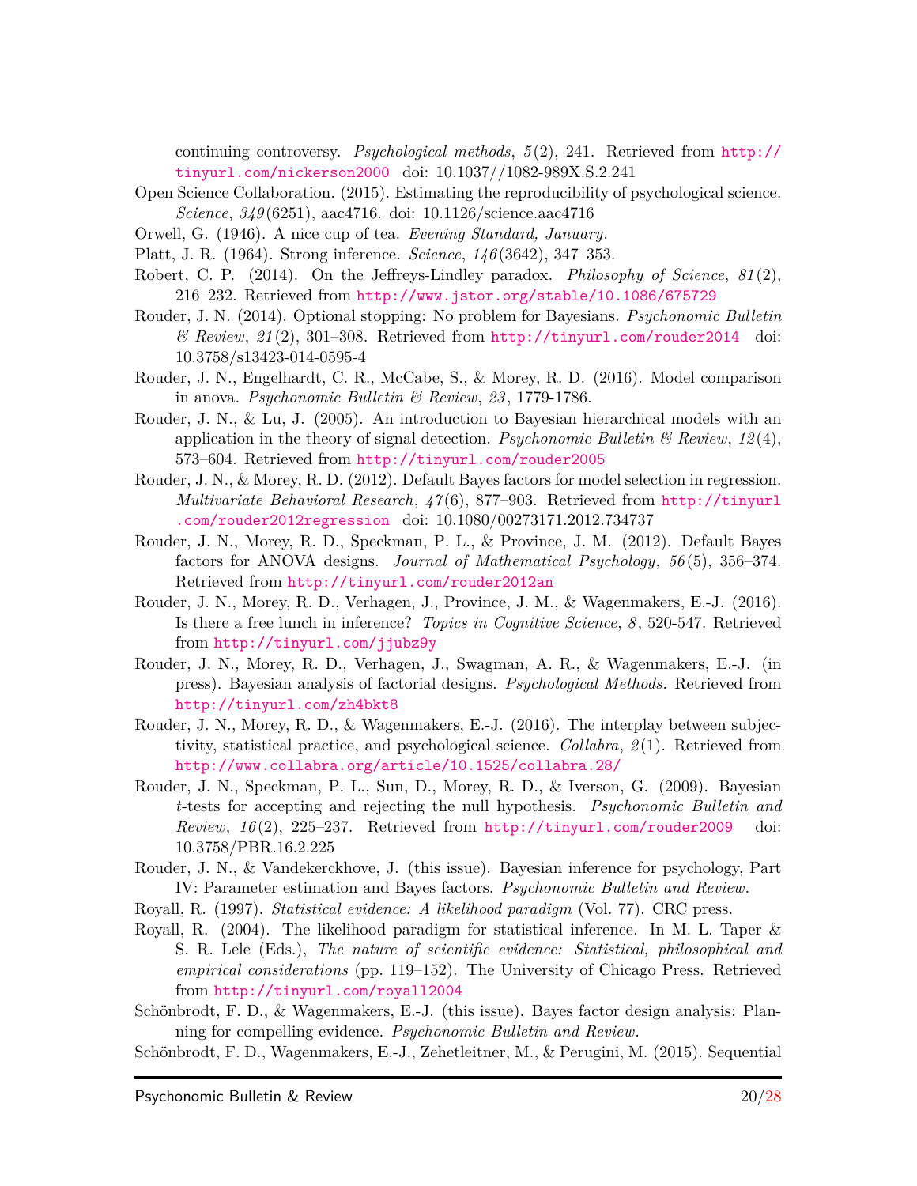continuing controversy. *Psychological methods*, *5*(2), 241. Retrieved from http://tinyurl.com/nickerson2000 doi: 10.1037//1082-989X.S.2.241

Open Science Collaboration. (2015). Estimating the reproducibility of psychological science. *Science*, *349*(6251), aac4716. doi: 10.1126/science.aac4716

Orwell, G. (1946). A nice cup of tea. *Evening Standard, January*.

Platt, J. R. (1964). Strong inference. *Science*, *146*(3642), 347–353.

Robert, C. P. (2014). On the Jeffreys-Lindley paradox. *Philosophy of Science*, *81*(2), 216–232. Retrieved from http://www.jstor.org/stable/10.1086/675729

Rouder, J. N. (2014). Optional stopping: No problem for Bayesians. *Psychonomic Bulletin & Review*, *21*(2), 301–308. Retrieved from http://tinyurl.com/rouder2014 doi: 10.3758/s13423-014-0595-4

Rouder, J. N., Engelhardt, C. R., McCabe, S., & Morey, R. D. (2016). Model comparison in anova. *Psychonomic Bulletin & Review*, *23*, 1779-1786.

Rouder, J. N., & Lu, J. (2005). An introduction to Bayesian hierarchical models with an application in the theory of signal detection. *Psychonomic Bulletin & Review*, *12*(4), 573–604. Retrieved from http://tinyurl.com/rouder2005

Rouder, J. N., & Morey, R. D. (2012). Default Bayes factors for model selection in regression. *Multivariate Behavioral Research*, *47*(6), 877–903. Retrieved from http://tinyurl.com/rouder2012regression doi: 10.1080/00273171.2012.734737

Rouder, J. N., Morey, R. D., Speckman, P. L., & Province, J. M. (2012). Default Bayes factors for ANOVA designs. *Journal of Mathematical Psychology*, *56*(5), 356–374. Retrieved from http://tinyurl.com/rouder2012an

Rouder, J. N., Morey, R. D., Verhagen, J., Province, J. M., & Wagenmakers, E.-J. (2016). Is there a free lunch in inference? *Topics in Cognitive Science*, *8*, 520-547. Retrieved from http://tinyurl.com/jjubz9y

Rouder, J. N., Morey, R. D., Verhagen, J., Swagman, A. R., & Wagenmakers, E.-J. (in press). Bayesian analysis of factorial designs. *Psychological Methods*. Retrieved from http://tinyurl.com/zh4bkt8

Rouder, J. N., Morey, R. D., & Wagenmakers, E.-J. (2016). The interplay between subjectivity, statistical practice, and psychological science. *Collabra*, *2*(1). Retrieved from http://www.collabra.org/article/10.1525/collabra.28/

Rouder, J. N., Speckman, P. L., Sun, D., Morey, R. D., & Iverson, G. (2009). Bayesian *t*-tests for accepting and rejecting the null hypothesis. *Psychonomic Bulletin and Review*, *16*(2), 225–237. Retrieved from http://tinyurl.com/rouder2009 doi: 10.3758/PBR.16.2.225

Rouder, J. N., & Vandekerckhove, J. (this issue). Bayesian inference for psychology, Part IV: Parameter estimation and Bayes factors. *Psychonomic Bulletin and Review*.

Royall, R. (1997). *Statistical evidence: A likelihood paradigm* (Vol. 77). CRC press.

Royall, R. (2004). The likelihood paradigm for statistical inference. In M. L. Taper & S. R. Lele (Eds.), *The nature of scientific evidence: Statistical, philosophical and empirical considerations* (pp. 119–152). The University of Chicago Press. Retrieved from http://tinyurl.com/royall2004

Schönbrodt, F. D., & Wagenmakers, E.-J. (this issue). Bayes factor design analysis: Planning for compelling evidence. *Psychonomic Bulletin and Review*.

Schönbrodt, F. D., Wagenmakers, E.-J., Zehetleitner, M., & Perugini, M. (2015). Sequential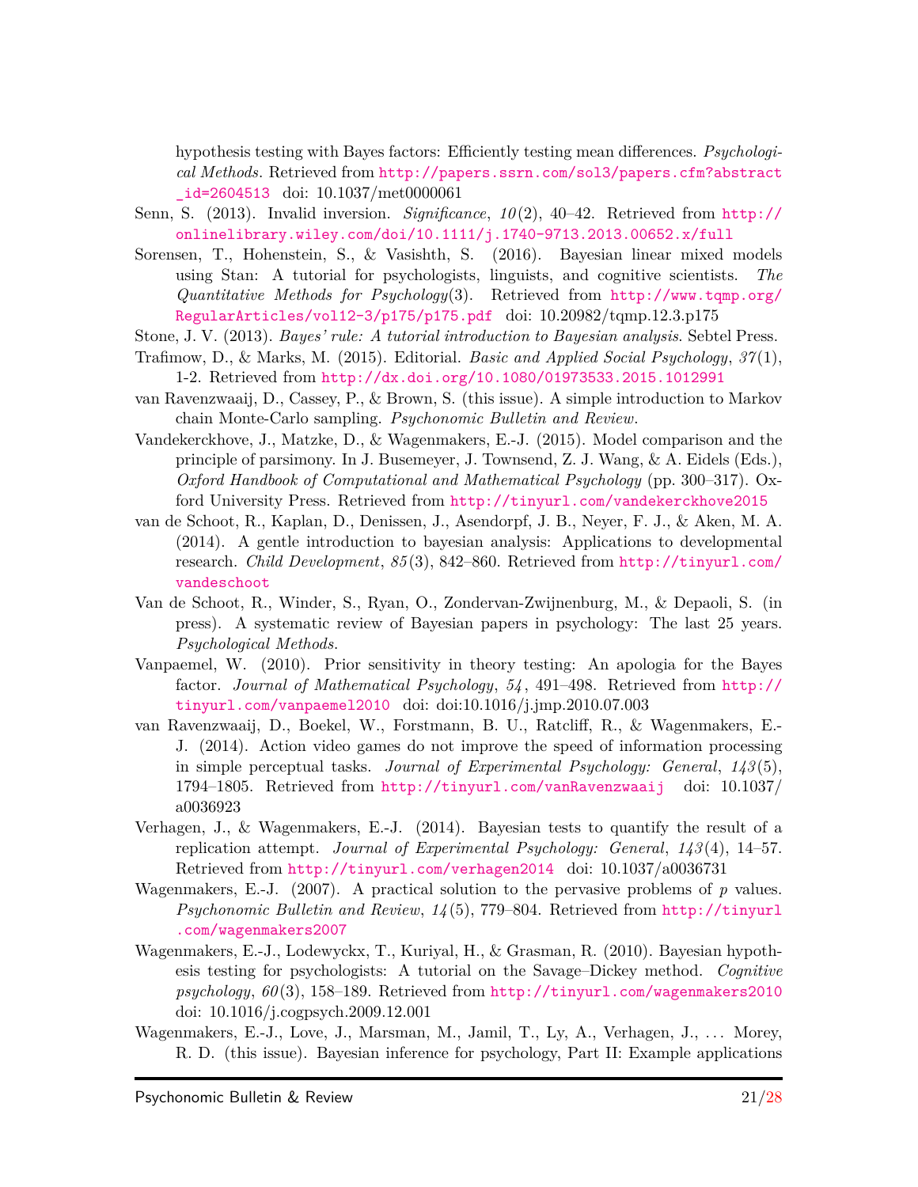hypothesis testing with Bayes factors: Efficiently testing mean differences. *Psychological Methods*. Retrieved from http://papers.ssrn.com/sol3/papers.cfm?abstract_id=2604513 doi: 10.1037/met0000061

Senn, S. (2013). Invalid inversion. *Significance*, *10*(2), 40–42. Retrieved from http://onlinelibrary.wiley.com/doi/10.1111/j.1740-9713.2013.00652.x/full

Sorensen, T., Hohenstein, S., & Vasishth, S. (2016). Bayesian linear mixed models using Stan: A tutorial for psychologists, linguists, and cognitive scientists. *The Quantitative Methods for Psychology*(3). Retrieved from http://www.tqmp.org/RegularArticles/vol12-3/p175/p175.pdf doi: 10.20982/tqmp.12.3.p175

Stone, J. V. (2013). *Bayes' rule: A tutorial introduction to Bayesian analysis*. Sebtel Press.

Trafimow, D., & Marks, M. (2015). Editorial. *Basic and Applied Social Psychology*, *37*(1), 1-2. Retrieved from http://dx.doi.org/10.1080/01973533.2015.1012991

van Ravenzwaaij, D., Cassey, P., & Brown, S. (this issue). A simple introduction to Markov chain Monte-Carlo sampling. *Psychonomic Bulletin and Review*.

Vandekerckhove, J., Matzke, D., & Wagenmakers, E.-J. (2015). Model comparison and the principle of parsimony. In J. Busemeyer, J. Townsend, Z. J. Wang, & A. Eidels (Eds.), *Oxford Handbook of Computational and Mathematical Psychology* (pp. 300–317). Oxford University Press. Retrieved from http://tinyurl.com/vandekerckhove2015

van de Schoot, R., Kaplan, D., Denissen, J., Asendorpf, J. B., Neyer, F. J., & Aken, M. A. (2014). A gentle introduction to bayesian analysis: Applications to developmental research. *Child Development*, *85*(3), 842–860. Retrieved from http://tinyurl.com/vandeschoot

Van de Schoot, R., Winder, S., Ryan, O., Zondervan-Zwijnenburg, M., & Depaoli, S. (in press). A systematic review of Bayesian papers in psychology: The last 25 years. *Psychological Methods*.

Vanpaemel, W. (2010). Prior sensitivity in theory testing: An apologia for the Bayes factor. *Journal of Mathematical Psychology*, *54*, 491–498. Retrieved from http://tinyurl.com/vanpaemel2010 doi: doi:10.1016/j.jmp.2010.07.003

van Ravenzwaaij, D., Boekel, W., Forstmann, B. U., Ratcliff, R., & Wagenmakers, E.-J. (2014). Action video games do not improve the speed of information processing in simple perceptual tasks. *Journal of Experimental Psychology: General*, *143*(5), 1794–1805. Retrieved from http://tinyurl.com/vanRavenzwaaij doi: 10.1037/a0036923

Verhagen, J., & Wagenmakers, E.-J. (2014). Bayesian tests to quantify the result of a replication attempt. *Journal of Experimental Psychology: General*, *143*(4), 14–57. Retrieved from http://tinyurl.com/verhagen2014 doi: 10.1037/a0036731

Wagenmakers, E.-J. (2007). A practical solution to the pervasive problems of *p* values. *Psychonomic Bulletin and Review*, *14*(5), 779–804. Retrieved from http://tinyurl.com/wagenmakers2007

Wagenmakers, E.-J., Lodewyckx, T., Kuriyal, H., & Grasman, R. (2010). Bayesian hypothesis testing for psychologists: A tutorial on the Savage–Dickey method. *Cognitive psychology*, *60*(3), 158–189. Retrieved from http://tinyurl.com/wagenmakers2010 doi: 10.1016/j.cogpsych.2009.12.001

Wagenmakers, E.-J., Love, J., Marsman, M., Jamil, T., Ly, A., Verhagen, J., ... Morey, R. D. (this issue). Bayesian inference for psychology, Part II: Example applications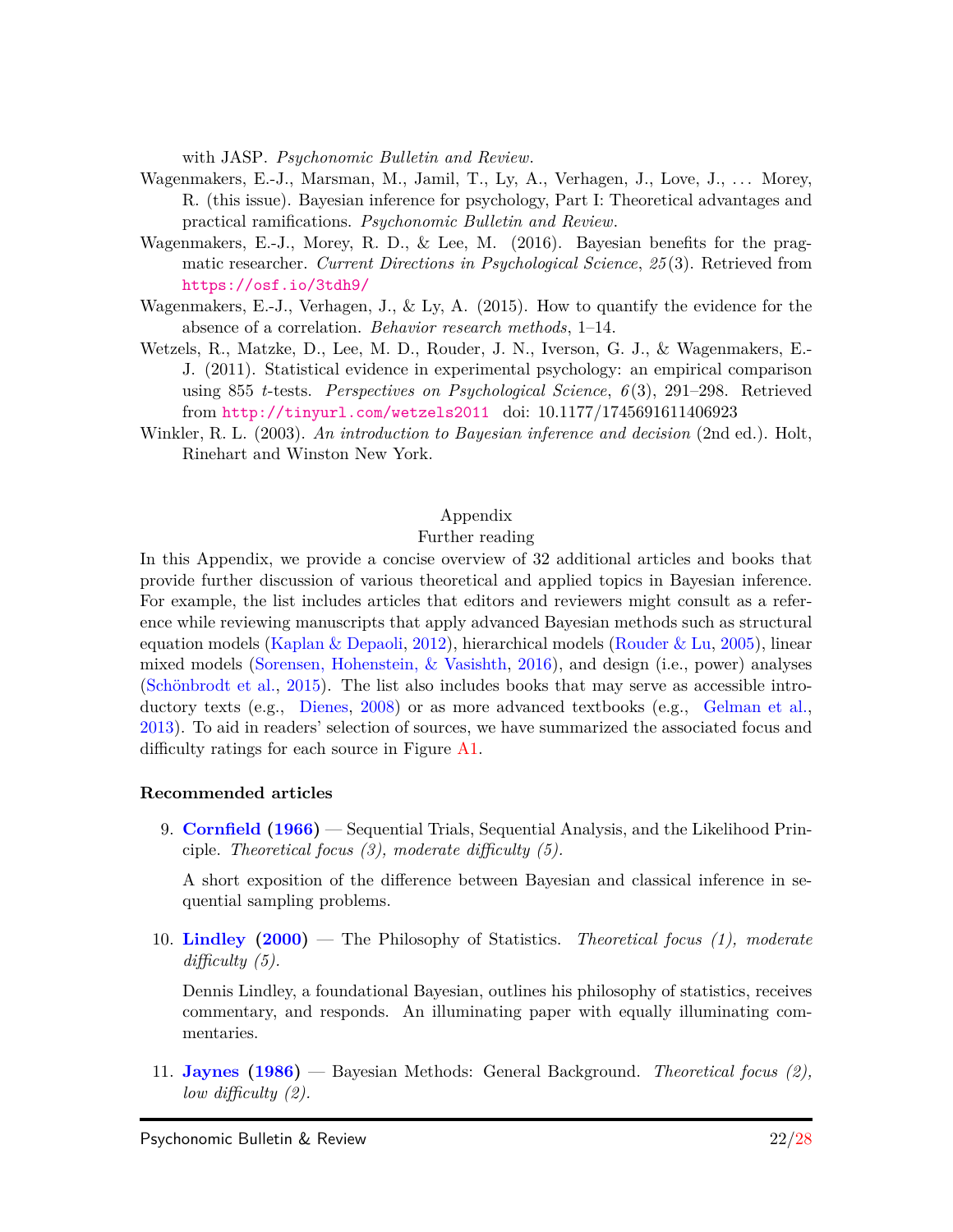with JASP. *Psychonomic Bulletin and Review*.

Wagenmakers, E.-J., Marsman, M., Jamil, T., Ly, A., Verhagen, J., Love, J., ... Morey, R. (this issue). Bayesian inference for psychology, Part I: Theoretical advantages and practical ramifications. *Psychonomic Bulletin and Review*.

Wagenmakers, E.-J., Morey, R. D., & Lee, M. (2016). Bayesian benefits for the pragmatic researcher. *Current Directions in Psychological Science*, *25*(3). Retrieved from https://osf.io/3tdh9/

Wagenmakers, E.-J., Verhagen, J., & Ly, A. (2015). How to quantify the evidence for the absence of a correlation. *Behavior research methods*, 1–14.

Wetzels, R., Matzke, D., Lee, M. D., Rouder, J. N., Iverson, G. J., & Wagenmakers, E.-J. (2011). Statistical evidence in experimental psychology: an empirical comparison using 855 *t*-tests. *Perspectives on Psychological Science*, *6*(3), 291–298. Retrieved from http://tinyurl.com/wetzels2011 doi: 10.1177/1745691611406923

Winkler, R. L. (2003). *An introduction to Bayesian inference and decision* (2nd ed.). Holt, Rinehart and Winston New York.

# Appendix

## Further reading

In this Appendix, we provide a concise overview of 32 additional articles and books that provide further discussion of various theoretical and applied topics in Bayesian inference. For example, the list includes articles that editors and reviewers might consult as a reference while reviewing manuscripts that apply advanced Bayesian methods such as structural equation models (Kaplan & Depaoli, 2012), hierarchical models (Rouder & Lu, 2005), linear mixed models (Sorensen, Hohenstein, & Vasishth, 2016), and design (i.e., power) analyses (Schönbrodt et al., 2015). The list also includes books that may serve as accessible introductory texts (e.g., Dienes, 2008) or as more advanced textbooks (e.g., Gelman et al., 2013). To aid in readers' selection of sources, we have summarized the associated focus and difficulty ratings for each source in Figure A1.

### Recommended articles

9. **Cornfield (1966)** — Sequential Trials, Sequential Analysis, and the Likelihood Principle. *Theoretical focus (3), moderate difficulty (5).*

   A short exposition of the difference between Bayesian and classical inference in sequential sampling problems.

10. **Lindley (2000)** — The Philosophy of Statistics. *Theoretical focus (1), moderate difficulty (5).*

    Dennis Lindley, a foundational Bayesian, outlines his philosophy of statistics, receives commentary, and responds. An illuminating paper with equally illuminating commentaries.

11. **Jaynes (1986)** — Bayesian Methods: General Background. *Theoretical focus (2), low difficulty (2).*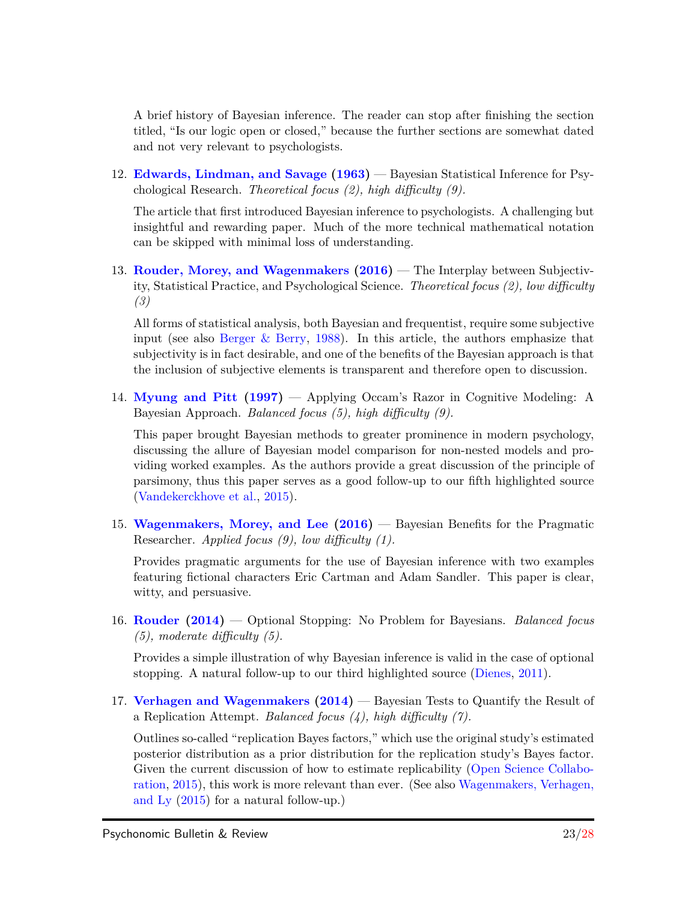A brief history of Bayesian inference. The reader can stop after finishing the section titled, "Is our logic open or closed," because the further sections are somewhat dated and not very relevant to psychologists.

12. **Edwards, Lindman, and Savage (1963)** — Bayesian Statistical Inference for Psychological Research. *Theoretical focus (2), high difficulty (9).*

    The article that first introduced Bayesian inference to psychologists. A challenging but insightful and rewarding paper. Much of the more technical mathematical notation can be skipped with minimal loss of understanding.

13. **Rouder, Morey, and Wagenmakers (2016)** — The Interplay between Subjectivity, Statistical Practice, and Psychological Science. *Theoretical focus (2), low difficulty (3)*

    All forms of statistical analysis, both Bayesian and frequentist, require some subjective input (see also Berger & Berry, 1988). In this article, the authors emphasize that subjectivity is in fact desirable, and one of the benefits of the Bayesian approach is that the inclusion of subjective elements is transparent and therefore open to discussion.

14. **Myung and Pitt (1997)** — Applying Occam's Razor in Cognitive Modeling: A Bayesian Approach. *Balanced focus (5), high difficulty (9).*

    This paper brought Bayesian methods to greater prominence in modern psychology, discussing the allure of Bayesian model comparison for non-nested models and providing worked examples. As the authors provide a great discussion of the principle of parsimony, thus this paper serves as a good follow-up to our fifth highlighted source (Vandekerckhove et al., 2015).

15. **Wagenmakers, Morey, and Lee (2016)** — Bayesian Benefits for the Pragmatic Researcher. *Applied focus (9), low difficulty (1).*

    Provides pragmatic arguments for the use of Bayesian inference with two examples featuring fictional characters Eric Cartman and Adam Sandler. This paper is clear, witty, and persuasive.

16. **Rouder (2014)** — Optional Stopping: No Problem for Bayesians. *Balanced focus (5), moderate difficulty (5).*

    Provides a simple illustration of why Bayesian inference is valid in the case of optional stopping. A natural follow-up to our third highlighted source (Dienes, 2011).

17. **Verhagen and Wagenmakers (2014)** — Bayesian Tests to Quantify the Result of a Replication Attempt. *Balanced focus (4), high difficulty (7).*

    Outlines so-called "replication Bayes factors," which use the original study's estimated posterior distribution as a prior distribution for the replication study's Bayes factor. Given the current discussion of how to estimate replicability (Open Science Collaboration, 2015), this work is more relevant than ever. (See also Wagenmakers, Verhagen, and Ly (2015) for a natural follow-up.)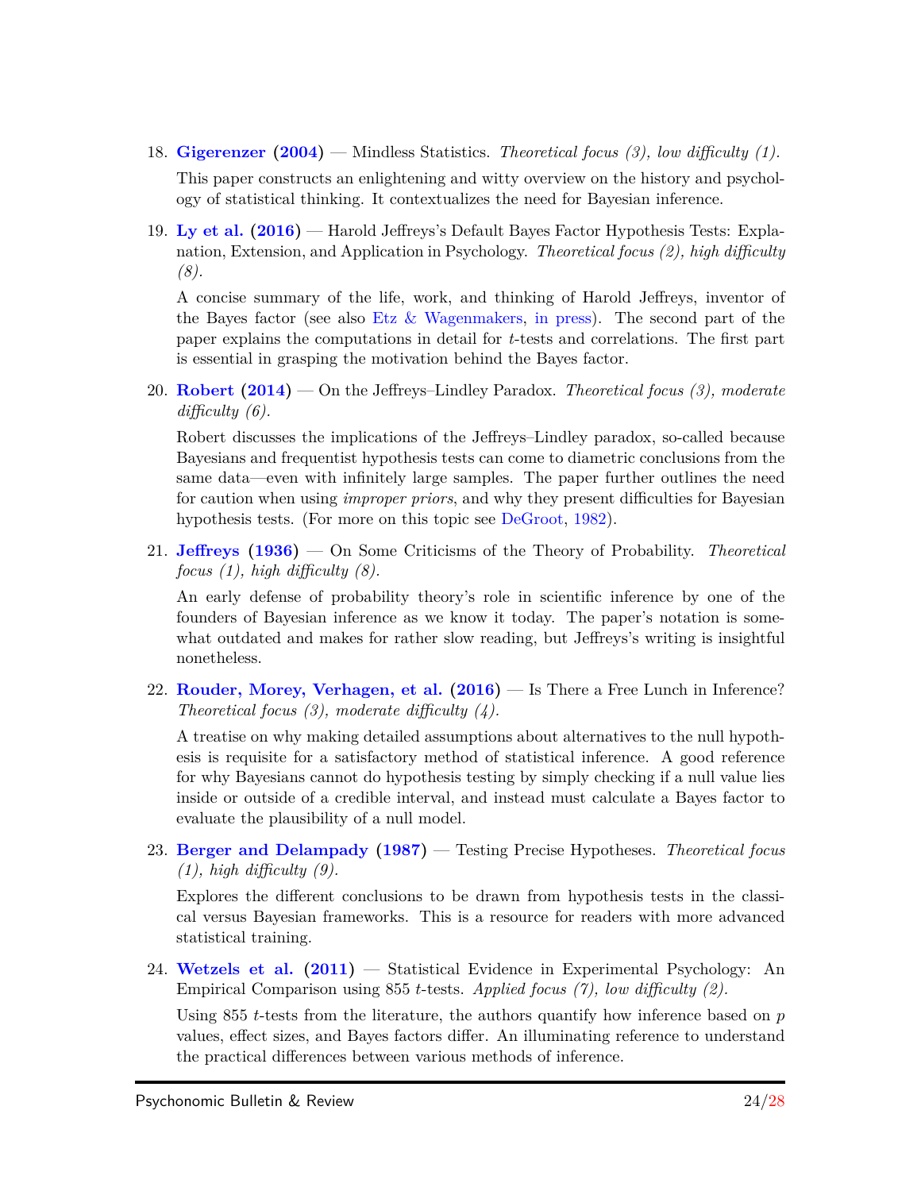18. **Gigerenzer (2004)** — Mindless Statistics. *Theoretical focus (3), low difficulty (1).*

    This paper constructs an enlightening and witty overview on the history and psychology of statistical thinking. It contextualizes the need for Bayesian inference.

19. **Ly et al. (2016)** — Harold Jeffreys's Default Bayes Factor Hypothesis Tests: Explanation, Extension, and Application in Psychology. *Theoretical focus (2), high difficulty (8).*

    A concise summary of the life, work, and thinking of Harold Jeffreys, inventor of the Bayes factor (see also Etz & Wagenmakers, in press). The second part of the paper explains the computations in detail for $t$-tests and correlations. The first part is essential in grasping the motivation behind the Bayes factor.

20. **Robert (2014)** — On the Jeffreys–Lindley Paradox. *Theoretical focus (3), moderate difficulty (6).*

    Robert discusses the implications of the Jeffreys–Lindley paradox, so-called because Bayesians and frequentist hypothesis tests can come to diametric conclusions from the same data—even with infinitely large samples. The paper further outlines the need for caution when using *improper priors*, and why they present difficulties for Bayesian hypothesis tests. (For more on this topic see DeGroot, 1982).

21. **Jeffreys (1936)** — On Some Criticisms of the Theory of Probability. *Theoretical focus (1), high difficulty (8).*

    An early defense of probability theory's role in scientific inference by one of the founders of Bayesian inference as we know it today. The paper's notation is somewhat outdated and makes for rather slow reading, but Jeffreys's writing is insightful nonetheless.

22. **Rouder, Morey, Verhagen, et al. (2016)** — Is There a Free Lunch in Inference? *Theoretical focus (3), moderate difficulty (4).*

    A treatise on why making detailed assumptions about alternatives to the null hypothesis is requisite for a satisfactory method of statistical inference. A good reference for why Bayesians cannot do hypothesis testing by simply checking if a null value lies inside or outside of a credible interval, and instead must calculate a Bayes factor to evaluate the plausibility of a null model.

23. **Berger and Delampady (1987)** — Testing Precise Hypotheses. *Theoretical focus (1), high difficulty (9).*

    Explores the different conclusions to be drawn from hypothesis tests in the classical versus Bayesian frameworks. This is a resource for readers with more advanced statistical training.

24. **Wetzels et al. (2011)** — Statistical Evidence in Experimental Psychology: An Empirical Comparison using 855 $t$-tests. *Applied focus (7), low difficulty (2).*

    Using 855 $t$-tests from the literature, the authors quantify how inference based on $p$ values, effect sizes, and Bayes factors differ. An illuminating reference to understand the practical differences between various methods of inference.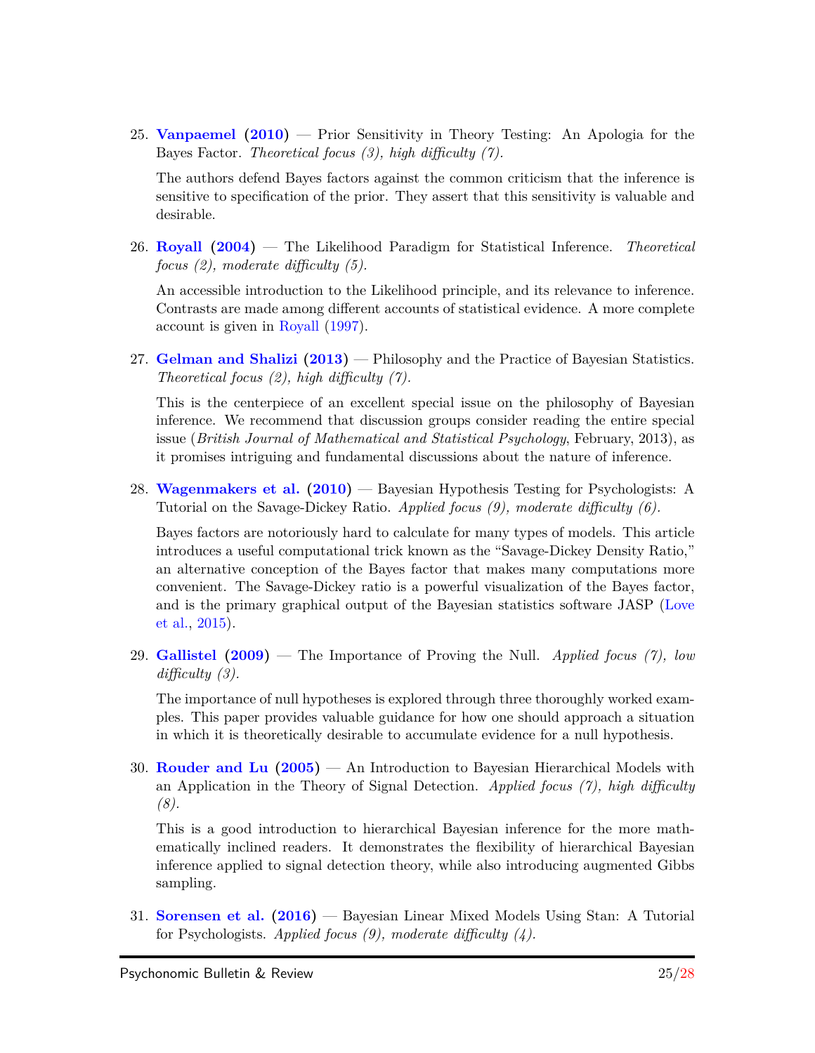25. **Vanpaemel (2010)** — Prior Sensitivity in Theory Testing: An Apologia for the Bayes Factor. *Theoretical focus (3), high difficulty (7).*

    The authors defend Bayes factors against the common criticism that the inference is sensitive to specification of the prior. They assert that this sensitivity is valuable and desirable.

26. **Royall (2004)** — The Likelihood Paradigm for Statistical Inference. *Theoretical focus (2), moderate difficulty (5).*

    An accessible introduction to the Likelihood principle, and its relevance to inference. Contrasts are made among different accounts of statistical evidence. A more complete account is given in Royall (1997).

27. **Gelman and Shalizi (2013)** — Philosophy and the Practice of Bayesian Statistics. *Theoretical focus (2), high difficulty (7).*

    This is the centerpiece of an excellent special issue on the philosophy of Bayesian inference. We recommend that discussion groups consider reading the entire special issue (*British Journal of Mathematical and Statistical Psychology*, February, 2013), as it promises intriguing and fundamental discussions about the nature of inference.

28. **Wagenmakers et al. (2010)** — Bayesian Hypothesis Testing for Psychologists: A Tutorial on the Savage-Dickey Ratio. *Applied focus (9), moderate difficulty (6).*

    Bayes factors are notoriously hard to calculate for many types of models. This article introduces a useful computational trick known as the "Savage-Dickey Density Ratio," an alternative conception of the Bayes factor that makes many computations more convenient. The Savage-Dickey ratio is a powerful visualization of the Bayes factor, and is the primary graphical output of the Bayesian statistics software JASP (Love et al., 2015).

29. **Gallistel (2009)** — The Importance of Proving the Null. *Applied focus (7), low difficulty (3).*

    The importance of null hypotheses is explored through three thoroughly worked examples. This paper provides valuable guidance for how one should approach a situation in which it is theoretically desirable to accumulate evidence for a null hypothesis.

30. **Rouder and Lu (2005)** — An Introduction to Bayesian Hierarchical Models with an Application in the Theory of Signal Detection. *Applied focus (7), high difficulty (8).*

    This is a good introduction to hierarchical Bayesian inference for the more mathematically inclined readers. It demonstrates the flexibility of hierarchical Bayesian inference applied to signal detection theory, while also introducing augmented Gibbs sampling.

31. **Sorensen et al. (2016)** — Bayesian Linear Mixed Models Using Stan: A Tutorial for Psychologists. *Applied focus (9), moderate difficulty (4).*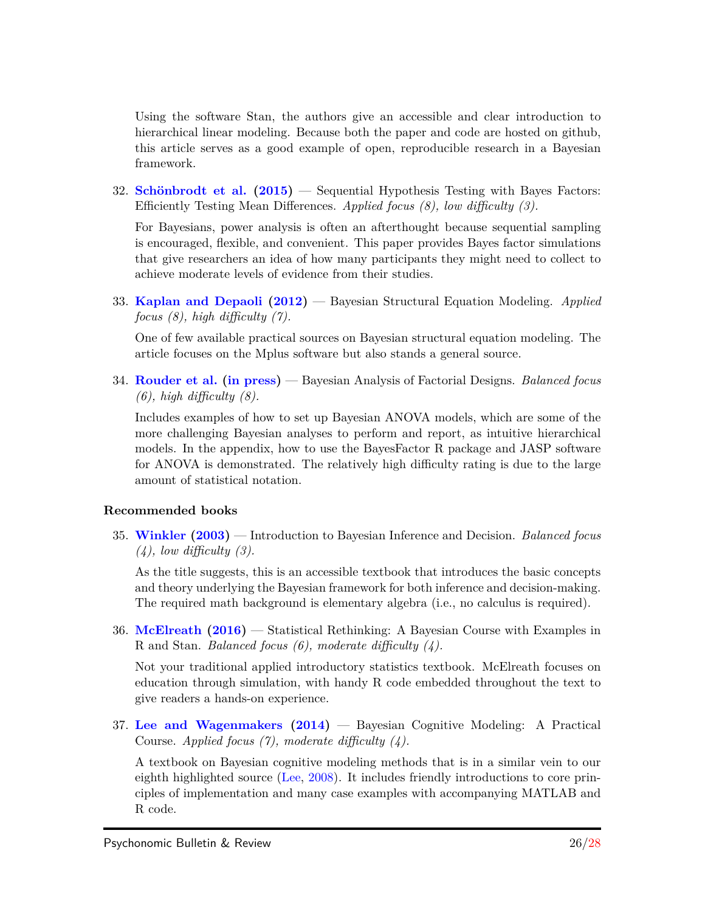Using the software Stan, the authors give an accessible and clear introduction to hierarchical linear modeling. Because both the paper and code are hosted on github, this article serves as a good example of open, reproducible research in a Bayesian framework.

32. **Schönbrodt et al. (2015)** — Sequential Hypothesis Testing with Bayes Factors: Efficiently Testing Mean Differences. *Applied focus (8), low difficulty (3).*

    For Bayesians, power analysis is often an afterthought because sequential sampling is encouraged, flexible, and convenient. This paper provides Bayes factor simulations that give researchers an idea of how many participants they might need to collect to achieve moderate levels of evidence from their studies.

33. **Kaplan and Depaoli (2012)** — Bayesian Structural Equation Modeling. *Applied focus (8), high difficulty (7).*

    One of few available practical sources on Bayesian structural equation modeling. The article focuses on the Mplus software but also stands a general source.

34. **Rouder et al. (in press)** — Bayesian Analysis of Factorial Designs. *Balanced focus (6), high difficulty (8).*

    Includes examples of how to set up Bayesian ANOVA models, which are some of the more challenging Bayesian analyses to perform and report, as intuitive hierarchical models. In the appendix, how to use the BayesFactor R package and JASP software for ANOVA is demonstrated. The relatively high difficulty rating is due to the large amount of statistical notation.

**Recommended books**

35. **Winkler (2003)** — Introduction to Bayesian Inference and Decision. *Balanced focus (4), low difficulty (3).*

    As the title suggests, this is an accessible textbook that introduces the basic concepts and theory underlying the Bayesian framework for both inference and decision-making. The required math background is elementary algebra (i.e., no calculus is required).

36. **McElreath (2016)** — Statistical Rethinking: A Bayesian Course with Examples in R and Stan. *Balanced focus (6), moderate difficulty (4).*

    Not your traditional applied introductory statistics textbook. McElreath focuses on education through simulation, with handy R code embedded throughout the text to give readers a hands-on experience.

37. **Lee and Wagenmakers (2014)** — Bayesian Cognitive Modeling: A Practical Course. *Applied focus (7), moderate difficulty (4).*

    A textbook on Bayesian cognitive modeling methods that is in a similar vein to our eighth highlighted source (Lee, 2008). It includes friendly introductions to core principles of implementation and many case examples with accompanying MATLAB and R code.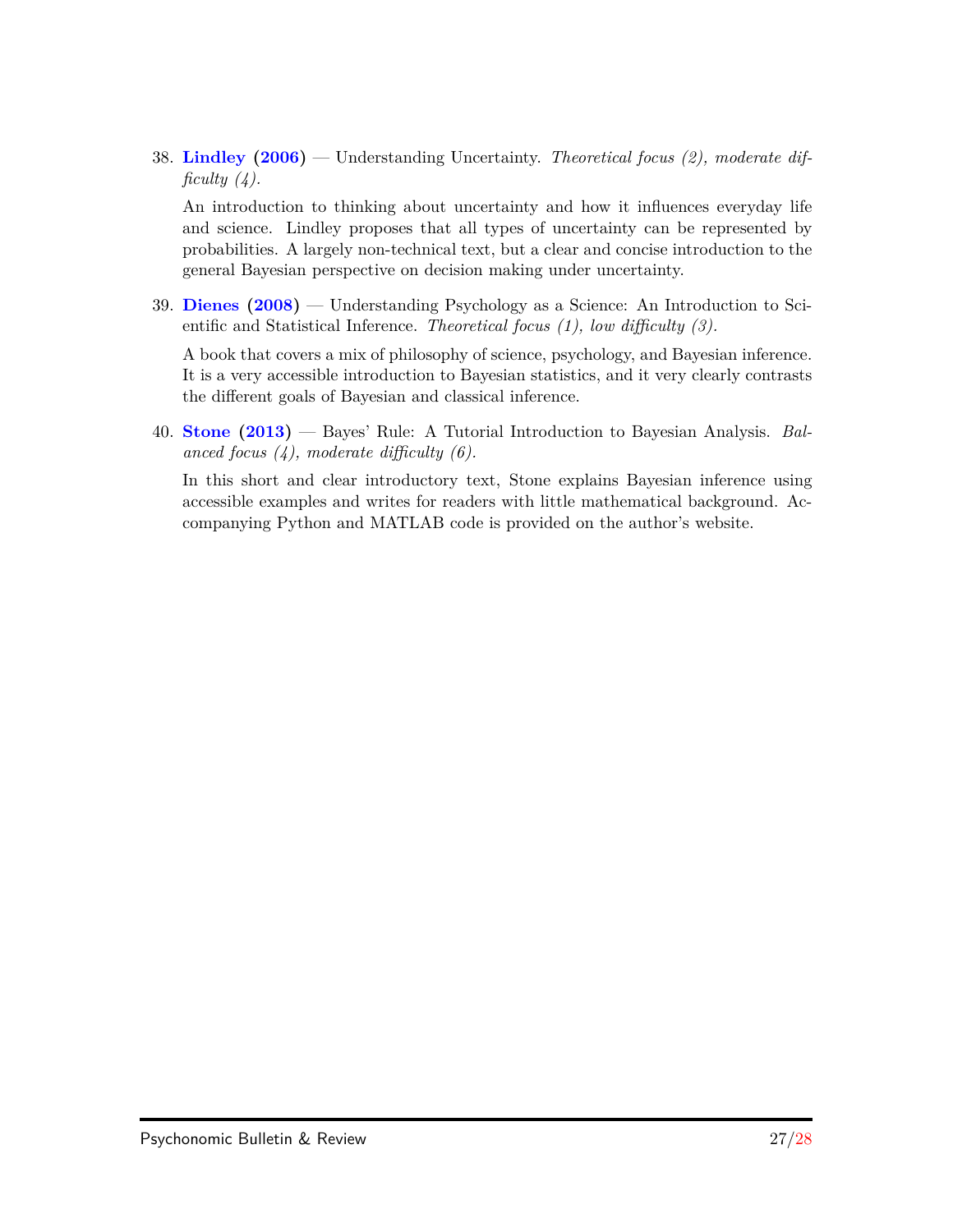38. **Lindley (2006)** — Understanding Uncertainty. *Theoretical focus (2), moderate difficulty (4).*

    An introduction to thinking about uncertainty and how it influences everyday life and science. Lindley proposes that all types of uncertainty can be represented by probabilities. A largely non-technical text, but a clear and concise introduction to the general Bayesian perspective on decision making under uncertainty.

39. **Dienes (2008)** — Understanding Psychology as a Science: An Introduction to Scientific and Statistical Inference. *Theoretical focus (1), low difficulty (3).*

    A book that covers a mix of philosophy of science, psychology, and Bayesian inference. It is a very accessible introduction to Bayesian statistics, and it very clearly contrasts the different goals of Bayesian and classical inference.

40. **Stone (2013)** — Bayes' Rule: A Tutorial Introduction to Bayesian Analysis. *Balanced focus (4), moderate difficulty (6).*

    In this short and clear introductory text, Stone explains Bayesian inference using accessible examples and writes for readers with little mathematical background. Accompanying Python and MATLAB code is provided on the author's website.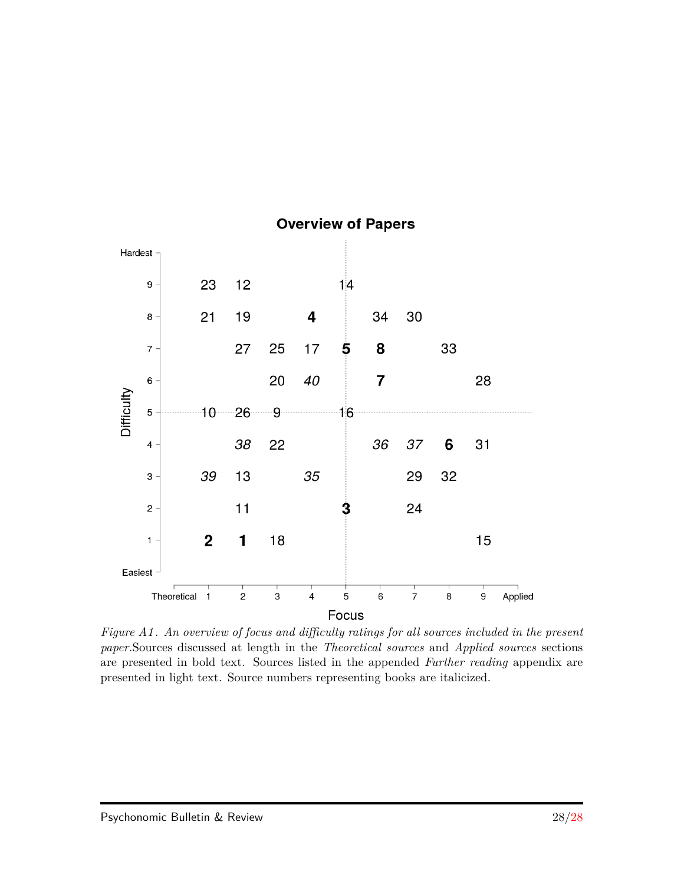Overview of Papers

Hardest

9: 23 12 14

8: 21 19 **4** 34 30

7: 27 25 17 **5** **8** 33

6: 20 *40* **7** 28

5: 10 26 9 16

4: *38* 22 *36* *37* **6** 31

3: *39* 13 *35* 29 32

2: 11 **3** 24

1: **2** **1** 18 15

Easiest

Difficulty

Theoretical 1 2 3 4 5 6 7 8 9 Applied

Focus

*Figure A1*. *An overview of focus and difficulty ratings for all sources included in the present paper.* Sources discussed at length in the *Theoretical sources* and *Applied sources* sections are presented in bold text. Sources listed in the appended *Further reading* appendix are presented in light text. Source numbers representing books are italicized.